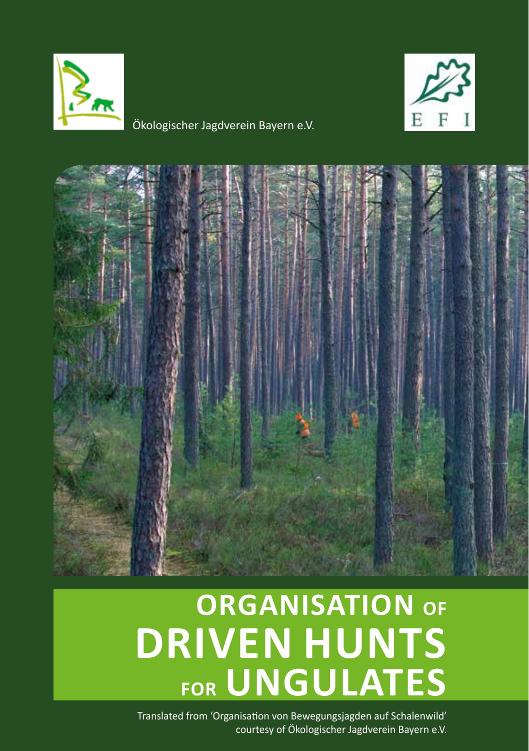Ökologischer Jagdverein Bayern e.V.

# ORGANISATION OF DRIVEN HUNTS FOR UNGULATES

Translated from 'Organisation von Bewegungsjagden auf Schalenwild' courtesy of Ökologischer Jagdverein Bayern e.V.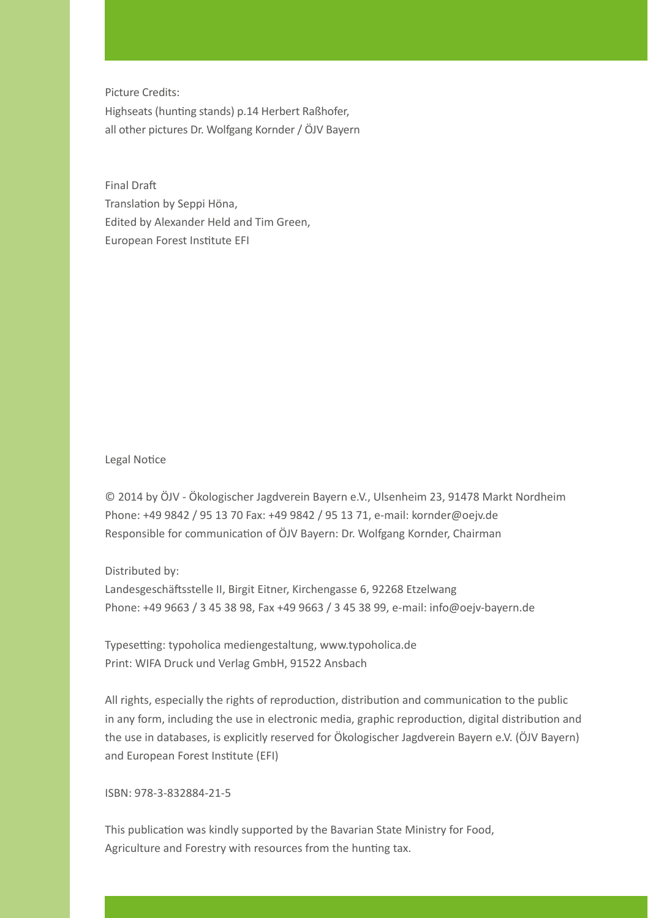Picture Credits:
Highseats (hunting stands) p.14 Herbert Raßhofer,
all other pictures Dr. Wolfgang Kornder / ÖJV Bayern

Final Draft
Translation by Seppi Höna,
Edited by Alexander Held and Tim Green,
European Forest Institute EFI

Legal Notice

© 2014 by ÖJV - Ökologischer Jagdverein Bayern e.V., Ulsenheim 23, 91478 Markt Nordheim
Phone: +49 9842 / 95 13 70 Fax: +49 9842 / 95 13 71, e-mail: kornder@oejv.de
Responsible for communication of ÖJV Bayern: Dr. Wolfgang Kornder, Chairman

Distributed by:
Landesgeschäftsstelle II, Birgit Eitner, Kirchengasse 6, 92268 Etzelwang
Phone: +49 9663 / 3 45 38 98, Fax +49 9663 / 3 45 38 99, e-mail: info@oejv-bayern.de

Typesetting: typoholica mediengestaltung, www.typoholica.de
Print: WIFA Druck und Verlag GmbH, 91522 Ansbach

All rights, especially the rights of reproduction, distribution and communication to the public in any form, including the use in electronic media, graphic reproduction, digital distribution and the use in databases, is explicitly reserved for Ökologischer Jagdverein Bayern e.V. (ÖJV Bayern) and European Forest Institute (EFI)

ISBN: 978-3-832884-21-5

This publication was kindly supported by the Bavarian State Ministry for Food, Agriculture and Forestry with resources from the hunting tax.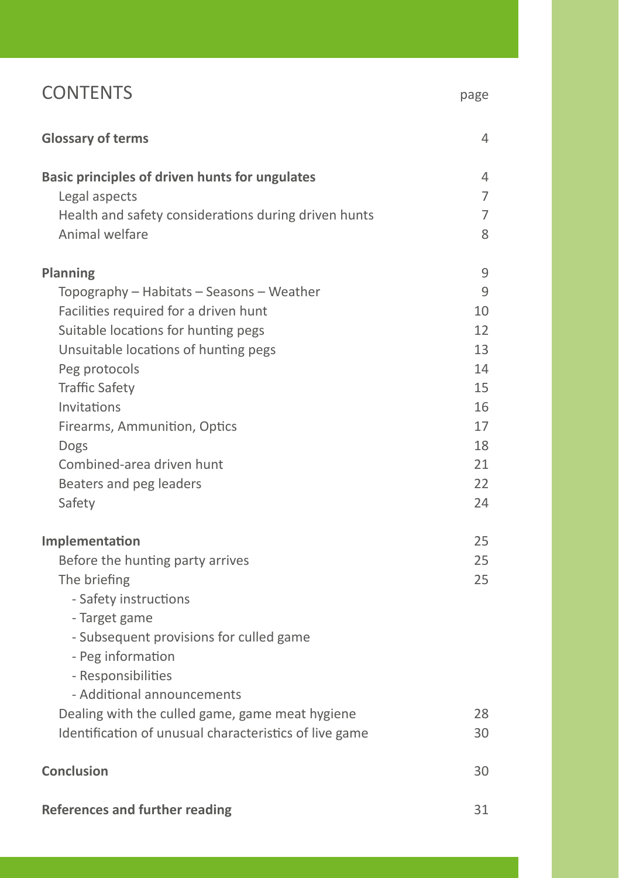# CONTENTS

| | page |
|---|---|
| **Glossary of terms** | 4 |
| **Basic principles of driven hunts for ungulates** | 4 |
| Legal aspects | 7 |
| Health and safety considerations during driven hunts | 7 |
| Animal welfare | 8 |
| **Planning** | 9 |
| Topography – Habitats – Seasons – Weather | 9 |
| Facilities required for a driven hunt | 10 |
| Suitable locations for hunting pegs | 12 |
| Unsuitable locations of hunting pegs | 13 |
| Peg protocols | 14 |
| Traffic Safety | 15 |
| Invitations | 16 |
| Firearms, Ammunition, Optics | 17 |
| Dogs | 18 |
| Combined-area driven hunt | 21 |
| Beaters and peg leaders | 22 |
| Safety | 24 |
| **Implementation** | 25 |
| Before the hunting party arrives | 25 |
| The briefing | 25 |
| - Safety instructions | |
| - Target game | |
| - Subsequent provisions for culled game | |
| - Peg information | |
| - Responsibilities | |
| - Additional announcements | |
| Dealing with the culled game, game meat hygiene | 28 |
| Identification of unusual characteristics of live game | 30 |
| **Conclusion** | 30 |
| **References and further reading** | 31 |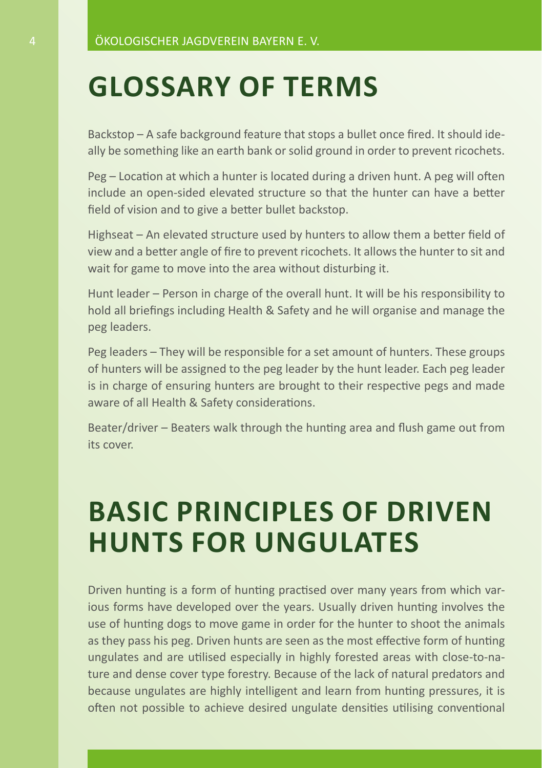# GLOSSARY OF TERMS

Backstop – A safe background feature that stops a bullet once fired. It should ideally be something like an earth bank or solid ground in order to prevent ricochets.

Peg – Location at which a hunter is located during a driven hunt. A peg will often include an open-sided elevated structure so that the hunter can have a better field of vision and to give a better bullet backstop.

Highseat – An elevated structure used by hunters to allow them a better field of view and a better angle of fire to prevent ricochets. It allows the hunter to sit and wait for game to move into the area without disturbing it.

Hunt leader – Person in charge of the overall hunt. It will be his responsibility to hold all briefings including Health & Safety and he will organise and manage the peg leaders.

Peg leaders – They will be responsible for a set amount of hunters. These groups of hunters will be assigned to the peg leader by the hunt leader. Each peg leader is in charge of ensuring hunters are brought to their respective pegs and made aware of all Health & Safety considerations.

Beater/driver – Beaters walk through the hunting area and flush game out from its cover.

# BASIC PRINCIPLES OF DRIVEN HUNTS FOR UNGULATES

Driven hunting is a form of hunting practised over many years from which various forms have developed over the years. Usually driven hunting involves the use of hunting dogs to move game in order for the hunter to shoot the animals as they pass his peg. Driven hunts are seen as the most effective form of hunting ungulates and are utilised especially in highly forested areas with close-to-nature and dense cover type forestry. Because of the lack of natural predators and because ungulates are highly intelligent and learn from hunting pressures, it is often not possible to achieve desired ungulate densities utilising conventional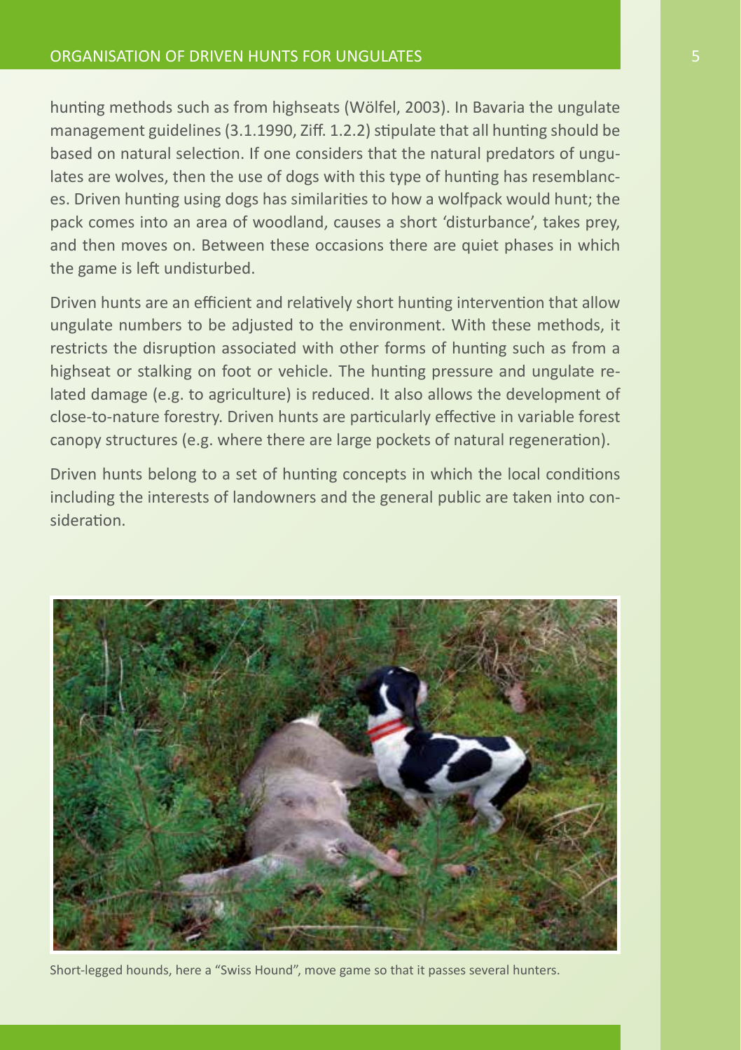hunting methods such as from highseats (Wölfel, 2003). In Bavaria the ungulate management guidelines (3.1.1990, Ziff. 1.2.2) stipulate that all hunting should be based on natural selection. If one considers that the natural predators of ungulates are wolves, then the use of dogs with this type of hunting has resemblances. Driven hunting using dogs has similarities to how a wolfpack would hunt; the pack comes into an area of woodland, causes a short 'disturbance', takes prey, and then moves on. Between these occasions there are quiet phases in which the game is left undisturbed.

Driven hunts are an efficient and relatively short hunting intervention that allow ungulate numbers to be adjusted to the environment. With these methods, it restricts the disruption associated with other forms of hunting such as from a highseat or stalking on foot or vehicle. The hunting pressure and ungulate related damage (e.g. to agriculture) is reduced. It also allows the development of close-to-nature forestry. Driven hunts are particularly effective in variable forest canopy structures (e.g. where there are large pockets of natural regeneration).

Driven hunts belong to a set of hunting concepts in which the local conditions including the interests of landowners and the general public are taken into consideration.

Short-legged hounds, here a "Swiss Hound", move game so that it passes several hunters.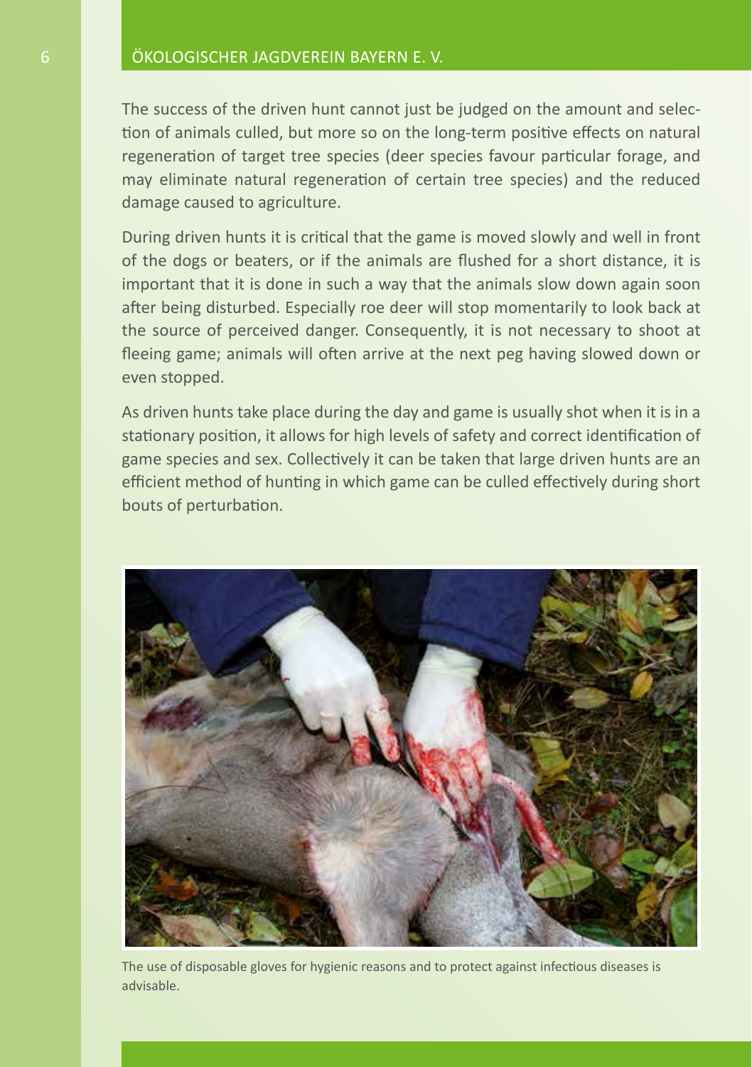The success of the driven hunt cannot just be judged on the amount and selection of animals culled, but more so on the long-term positive effects on natural regeneration of target tree species (deer species favour particular forage, and may eliminate natural regeneration of certain tree species) and the reduced damage caused to agriculture.

During driven hunts it is critical that the game is moved slowly and well in front of the dogs or beaters, or if the animals are flushed for a short distance, it is important that it is done in such a way that the animals slow down again soon after being disturbed. Especially roe deer will stop momentarily to look back at the source of perceived danger. Consequently, it is not necessary to shoot at fleeing game; animals will often arrive at the next peg having slowed down or even stopped.

As driven hunts take place during the day and game is usually shot when it is in a stationary position, it allows for high levels of safety and correct identification of game species and sex. Collectively it can be taken that large driven hunts are an efficient method of hunting in which game can be culled effectively during short bouts of perturbation.

The use of disposable gloves for hygienic reasons and to protect against infectious diseases is advisable.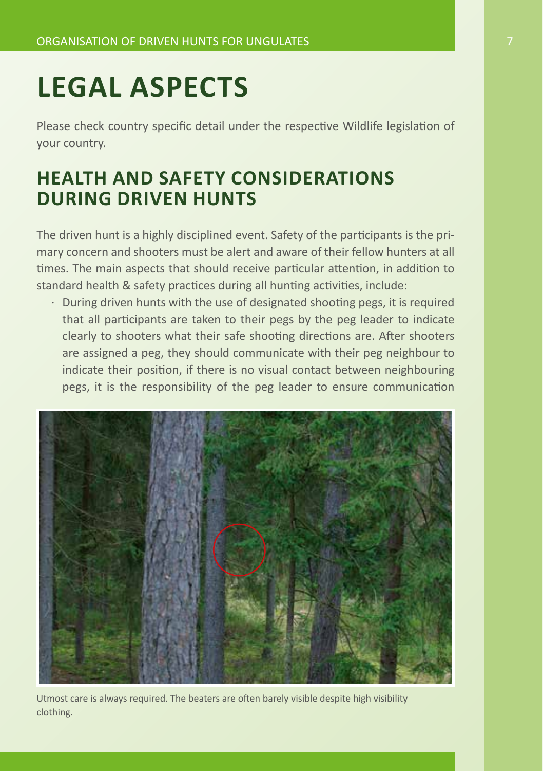# LEGAL ASPECTS

Please check country specific detail under the respective Wildlife legislation of your country.

## HEALTH AND SAFETY CONSIDERATIONS DURING DRIVEN HUNTS

The driven hunt is a highly disciplined event. Safety of the participants is the primary concern and shooters must be alert and aware of their fellow hunters at all times. The main aspects that should receive particular attention, in addition to standard health & safety practices during all hunting activities, include:

- During driven hunts with the use of designated shooting pegs, it is required that all participants are taken to their pegs by the peg leader to indicate clearly to shooters what their safe shooting directions are. After shooters are assigned a peg, they should communicate with their peg neighbour to indicate their position, if there is no visual contact between neighbouring pegs, it is the responsibility of the peg leader to ensure communication

Utmost care is always required. The beaters are often barely visible despite high visibility clothing.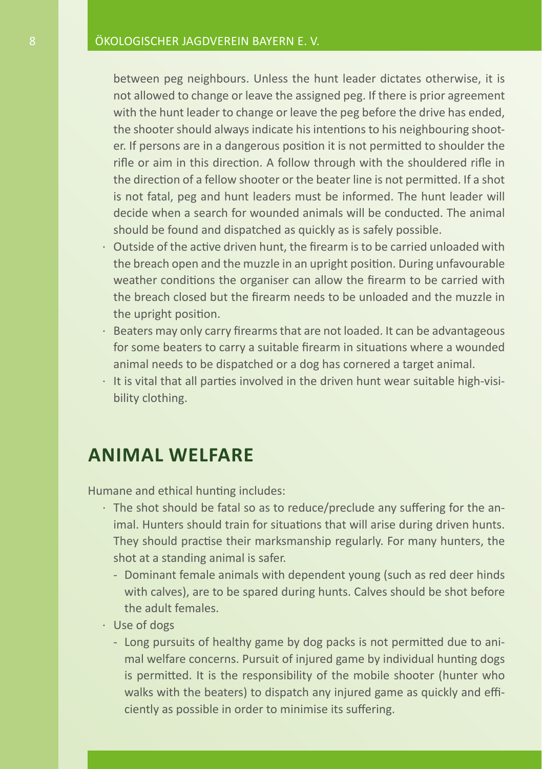between peg neighbours. Unless the hunt leader dictates otherwise, it is not allowed to change or leave the assigned peg. If there is prior agreement with the hunt leader to change or leave the peg before the drive has ended, the shooter should always indicate his intentions to his neighbouring shooter. If persons are in a dangerous position it is not permitted to shoulder the rifle or aim in this direction. A follow through with the shouldered rifle in the direction of a fellow shooter or the beater line is not permitted. If a shot is not fatal, peg and hunt leaders must be informed. The hunt leader will decide when a search for wounded animals will be conducted. The animal should be found and dispatched as quickly as is safely possible.

- Outside of the active driven hunt, the firearm is to be carried unloaded with the breach open and the muzzle in an upright position. During unfavourable weather conditions the organiser can allow the firearm to be carried with the breach closed but the firearm needs to be unloaded and the muzzle in the upright position.
- Beaters may only carry firearms that are not loaded. It can be advantageous for some beaters to carry a suitable firearm in situations where a wounded animal needs to be dispatched or a dog has cornered a target animal.
- It is vital that all parties involved in the driven hunt wear suitable high-visibility clothing.

## ANIMAL WELFARE

Humane and ethical hunting includes:

- The shot should be fatal so as to reduce/preclude any suffering for the animal. Hunters should train for situations that will arise during driven hunts. They should practise their marksmanship regularly. For many hunters, the shot at a standing animal is safer.
  - Dominant female animals with dependent young (such as red deer hinds with calves), are to be spared during hunts. Calves should be shot before the adult females.
- Use of dogs
  - Long pursuits of healthy game by dog packs is not permitted due to animal welfare concerns. Pursuit of injured game by individual hunting dogs is permitted. It is the responsibility of the mobile shooter (hunter who walks with the beaters) to dispatch any injured game as quickly and efficiently as possible in order to minimise its suffering.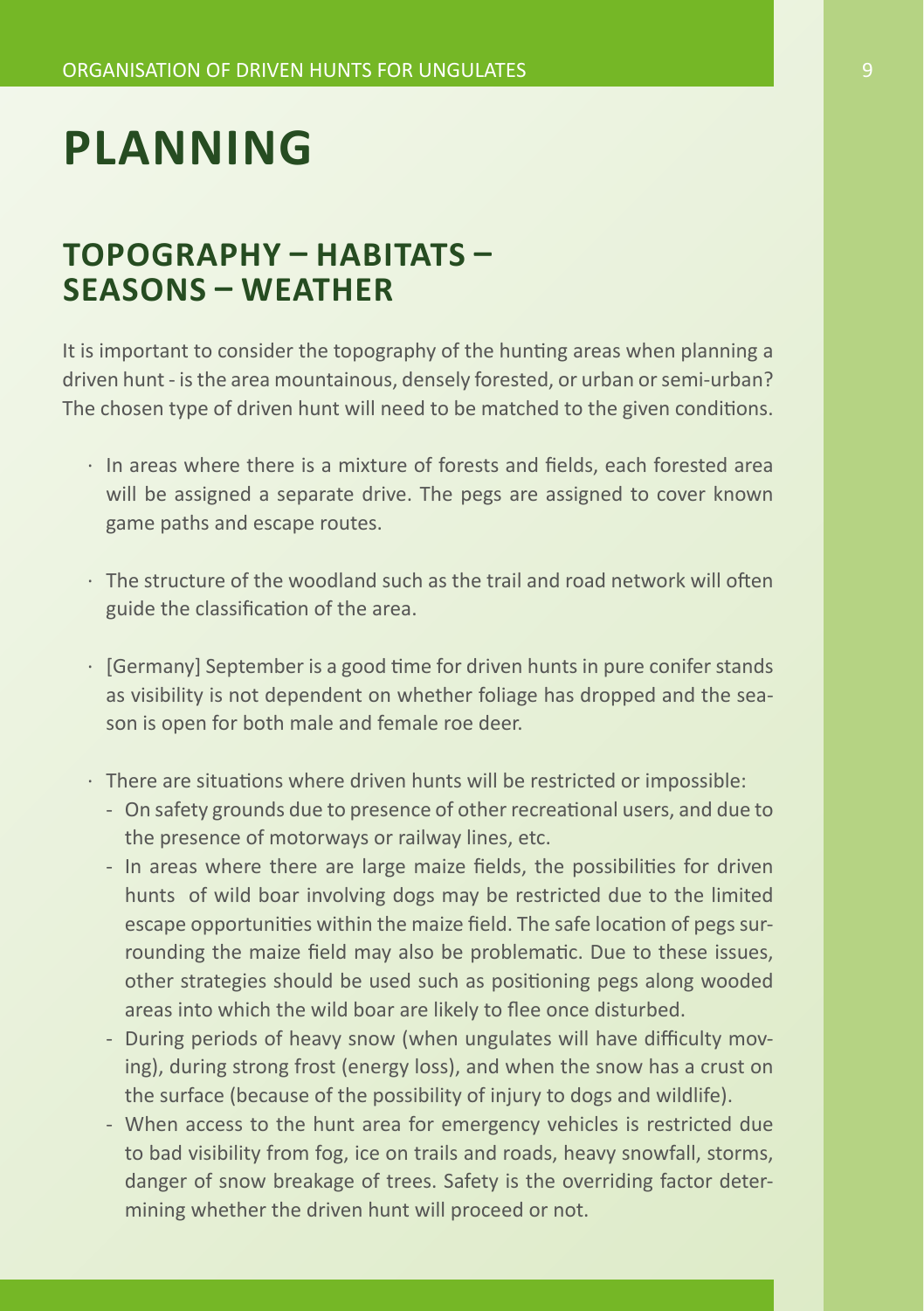# PLANNING

## TOPOGRAPHY – HABITATS – SEASONS – WEATHER

It is important to consider the topography of the hunting areas when planning a driven hunt - is the area mountainous, densely forested, or urban or semi-urban? The chosen type of driven hunt will need to be matched to the given conditions.

- In areas where there is a mixture of forests and fields, each forested area will be assigned a separate drive. The pegs are assigned to cover known game paths and escape routes.
- The structure of the woodland such as the trail and road network will often guide the classification of the area.
- [Germany] September is a good time for driven hunts in pure conifer stands as visibility is not dependent on whether foliage has dropped and the season is open for both male and female roe deer.
- There are situations where driven hunts will be restricted or impossible:
  - On safety grounds due to presence of other recreational users, and due to the presence of motorways or railway lines, etc.
  - In areas where there are large maize fields, the possibilities for driven hunts of wild boar involving dogs may be restricted due to the limited escape opportunities within the maize field. The safe location of pegs surrounding the maize field may also be problematic. Due to these issues, other strategies should be used such as positioning pegs along wooded areas into which the wild boar are likely to flee once disturbed.
  - During periods of heavy snow (when ungulates will have difficulty moving), during strong frost (energy loss), and when the snow has a crust on the surface (because of the possibility of injury to dogs and wildlife).
  - When access to the hunt area for emergency vehicles is restricted due to bad visibility from fog, ice on trails and roads, heavy snowfall, storms, danger of snow breakage of trees. Safety is the overriding factor determining whether the driven hunt will proceed or not.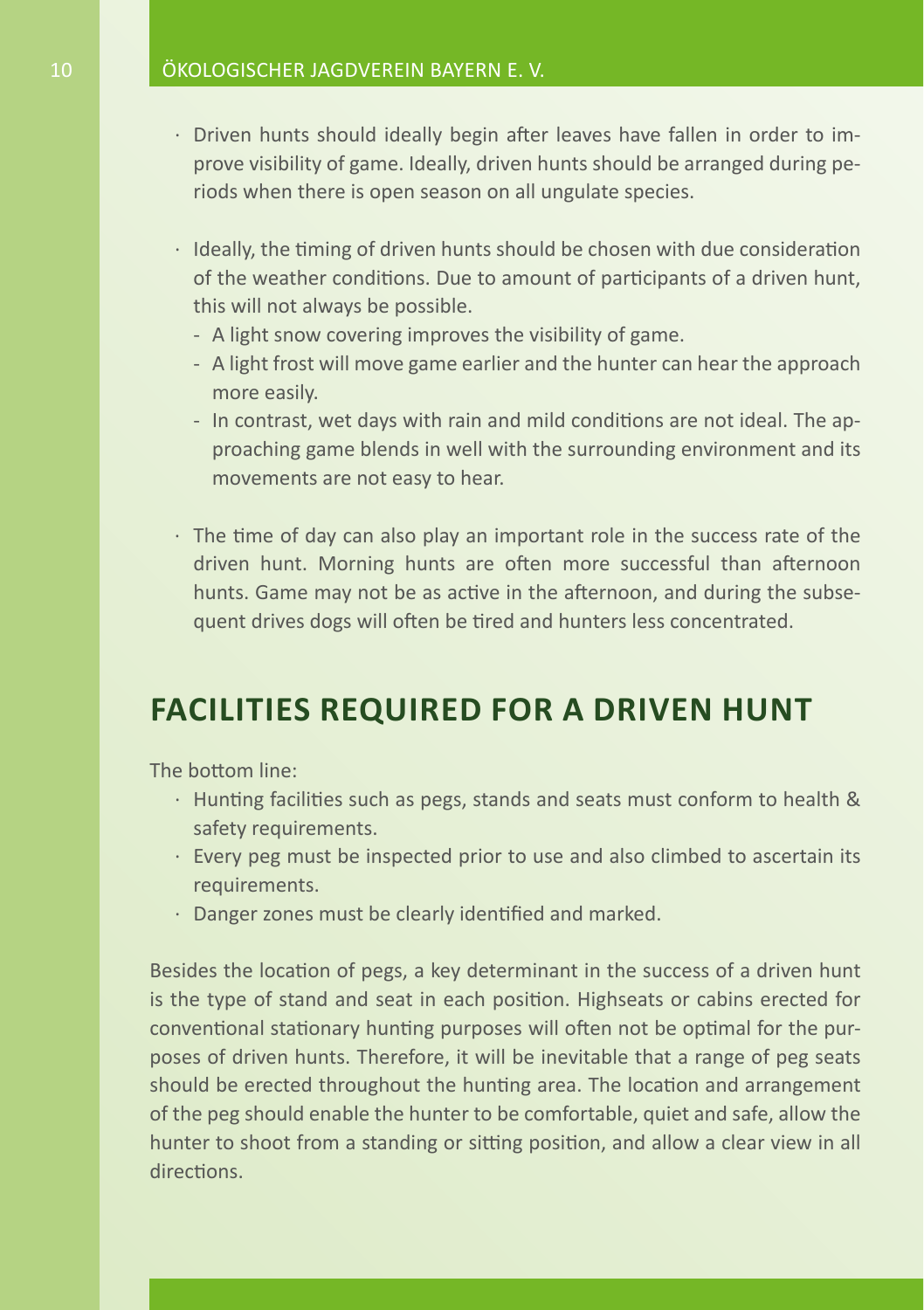- Driven hunts should ideally begin after leaves have fallen in order to improve visibility of game. Ideally, driven hunts should be arranged during periods when there is open season on all ungulate species.
- Ideally, the timing of driven hunts should be chosen with due consideration of the weather conditions. Due to amount of participants of a driven hunt, this will not always be possible.
  - A light snow covering improves the visibility of game.
  - A light frost will move game earlier and the hunter can hear the approach more easily.
  - In contrast, wet days with rain and mild conditions are not ideal. The approaching game blends in well with the surrounding environment and its movements are not easy to hear.
- The time of day can also play an important role in the success rate of the driven hunt. Morning hunts are often more successful than afternoon hunts. Game may not be as active in the afternoon, and during the subsequent drives dogs will often be tired and hunters less concentrated.

## FACILITIES REQUIRED FOR A DRIVEN HUNT

The bottom line:

- Hunting facilities such as pegs, stands and seats must conform to health & safety requirements.
- Every peg must be inspected prior to use and also climbed to ascertain its requirements.
- Danger zones must be clearly identified and marked.

Besides the location of pegs, a key determinant in the success of a driven hunt is the type of stand and seat in each position. Highseats or cabins erected for conventional stationary hunting purposes will often not be optimal for the purposes of driven hunts. Therefore, it will be inevitable that a range of peg seats should be erected throughout the hunting area. The location and arrangement of the peg should enable the hunter to be comfortable, quiet and safe, allow the hunter to shoot from a standing or sitting position, and allow a clear view in all directions.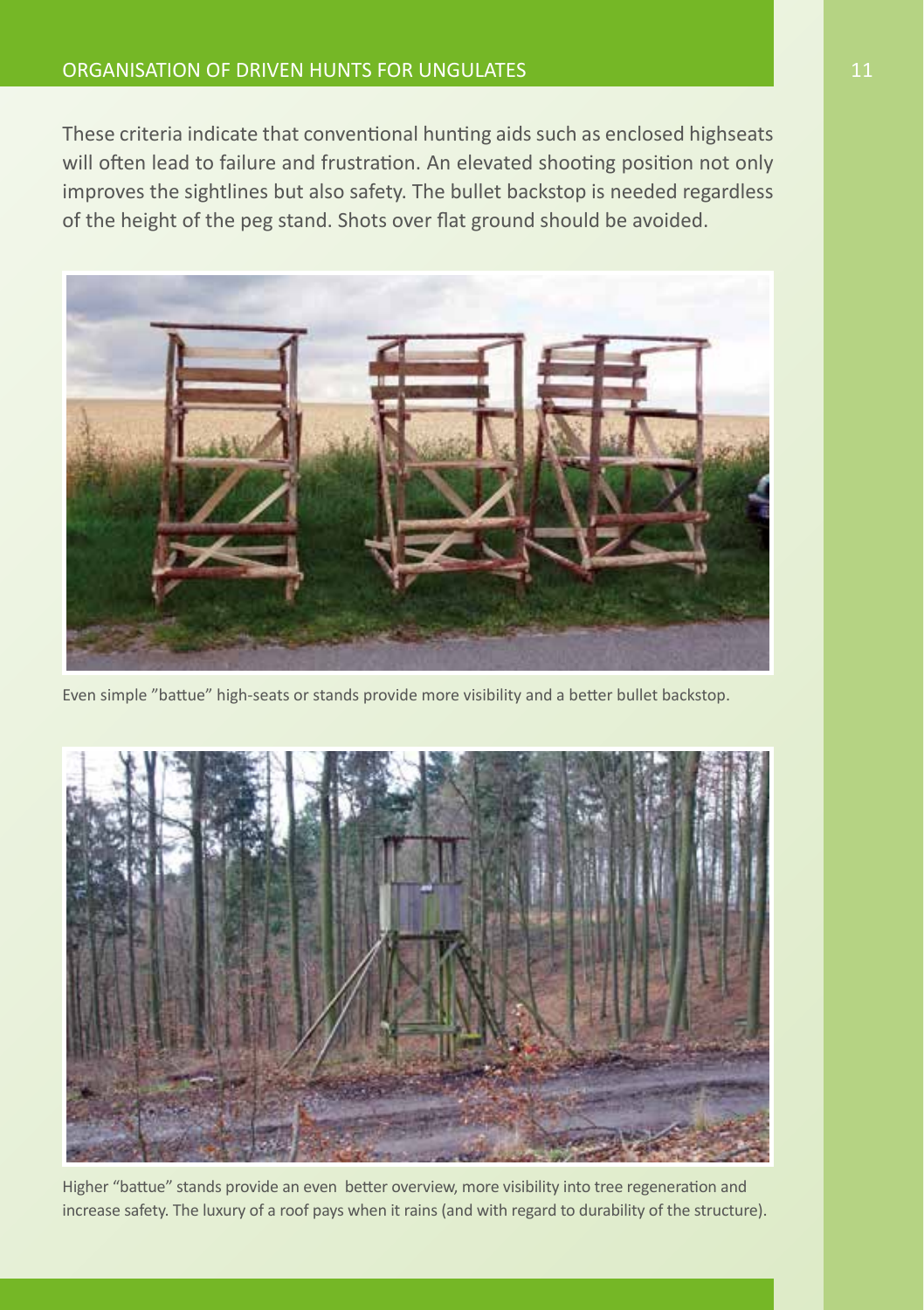These criteria indicate that conventional hunting aids such as enclosed highseats will often lead to failure and frustration. An elevated shooting position not only improves the sightlines but also safety. The bullet backstop is needed regardless of the height of the peg stand. Shots over flat ground should be avoided.

Even simple "battue" high-seats or stands provide more visibility and a better bullet backstop.

Higher "battue" stands provide an even better overview, more visibility into tree regeneration and increase safety. The luxury of a roof pays when it rains (and with regard to durability of the structure).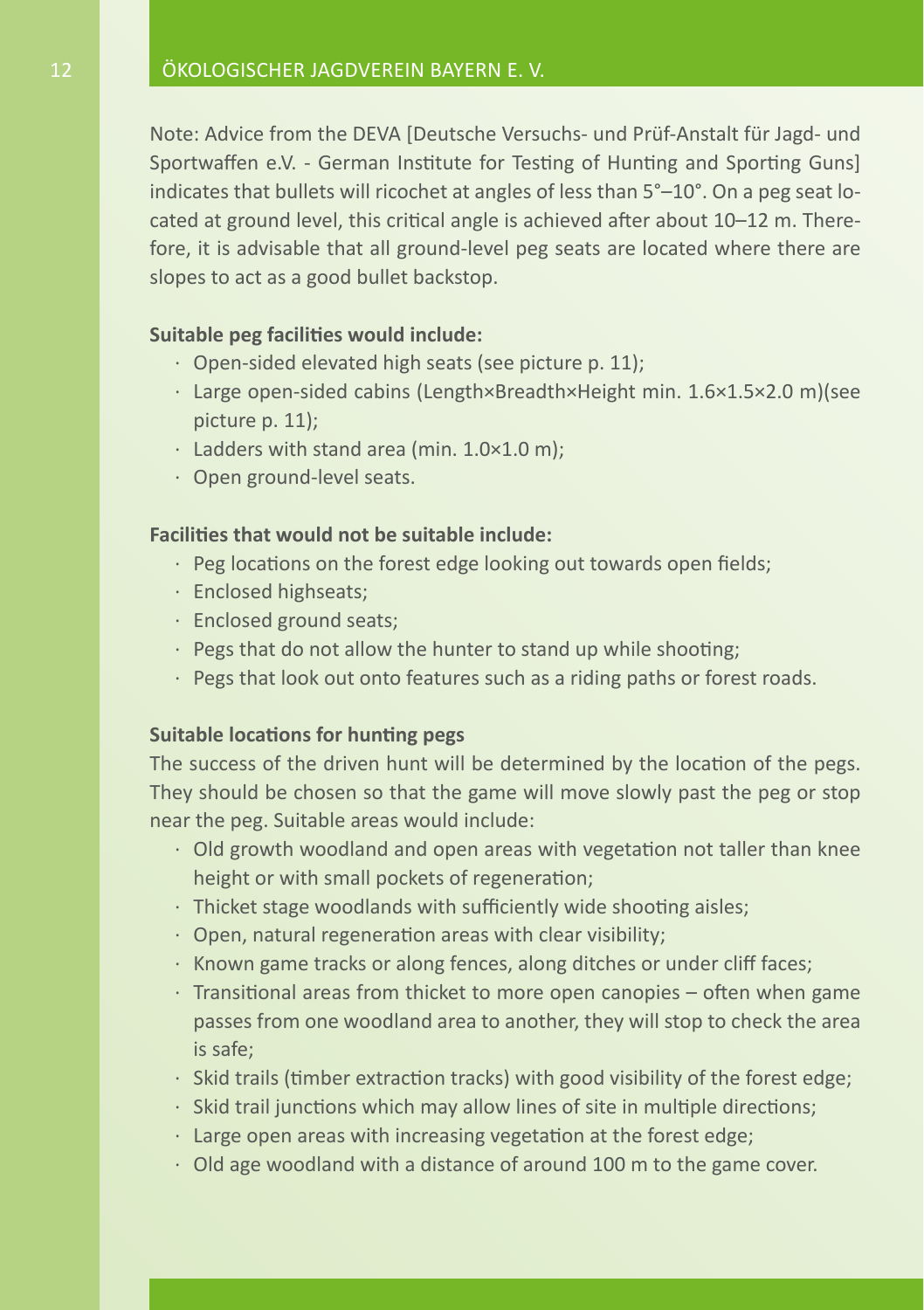Note: Advice from the DEVA [Deutsche Versuchs- und Prüf-Anstalt für Jagd- und Sportwaffen e.V. - German Institute for Testing of Hunting and Sporting Guns] indicates that bullets will ricochet at angles of less than 5°–10°. On a peg seat located at ground level, this critical angle is achieved after about 10–12 m. Therefore, it is advisable that all ground-level peg seats are located where there are slopes to act as a good bullet backstop.

**Suitable peg facilities would include:**

- Open-sided elevated high seats (see picture p. 11);
- Large open-sided cabins (Length×Breadth×Height min. 1.6×1.5×2.0 m)(see picture p. 11);
- Ladders with stand area (min. 1.0×1.0 m);
- Open ground-level seats.

**Facilities that would not be suitable include:**

- Peg locations on the forest edge looking out towards open fields;
- Enclosed highseats;
- Enclosed ground seats;
- Pegs that do not allow the hunter to stand up while shooting;
- Pegs that look out onto features such as a riding paths or forest roads.

**Suitable locations for hunting pegs**

The success of the driven hunt will be determined by the location of the pegs. They should be chosen so that the game will move slowly past the peg or stop near the peg. Suitable areas would include:

- Old growth woodland and open areas with vegetation not taller than knee height or with small pockets of regeneration;
- Thicket stage woodlands with sufficiently wide shooting aisles;
- Open, natural regeneration areas with clear visibility;
- Known game tracks or along fences, along ditches or under cliff faces;
- Transitional areas from thicket to more open canopies – often when game passes from one woodland area to another, they will stop to check the area is safe;
- Skid trails (timber extraction tracks) with good visibility of the forest edge;
- Skid trail junctions which may allow lines of site in multiple directions;
- Large open areas with increasing vegetation at the forest edge;
- Old age woodland with a distance of around 100 m to the game cover.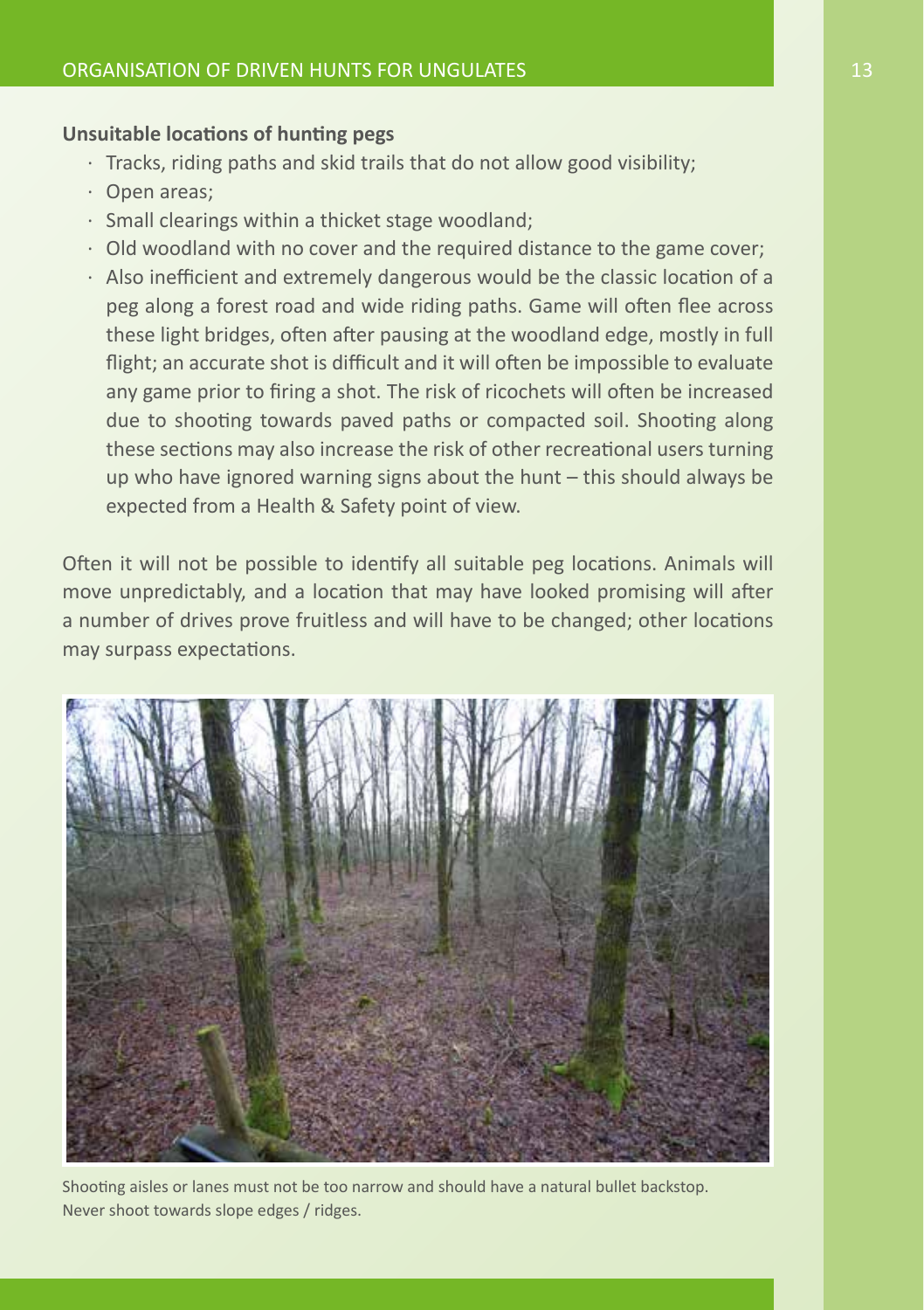**Unsuitable locations of hunting pegs**

- Tracks, riding paths and skid trails that do not allow good visibility;
- Open areas;
- Small clearings within a thicket stage woodland;
- Old woodland with no cover and the required distance to the game cover;
- Also inefficient and extremely dangerous would be the classic location of a peg along a forest road and wide riding paths. Game will often flee across these light bridges, often after pausing at the woodland edge, mostly in full flight; an accurate shot is difficult and it will often be impossible to evaluate any game prior to firing a shot. The risk of ricochets will often be increased due to shooting towards paved paths or compacted soil. Shooting along these sections may also increase the risk of other recreational users turning up who have ignored warning signs about the hunt – this should always be expected from a Health & Safety point of view.

Often it will not be possible to identify all suitable peg locations. Animals will move unpredictably, and a location that may have looked promising will after a number of drives prove fruitless and will have to be changed; other locations may surpass expectations.

Shooting aisles or lanes must not be too narrow and should have a natural bullet backstop. Never shoot towards slope edges / ridges.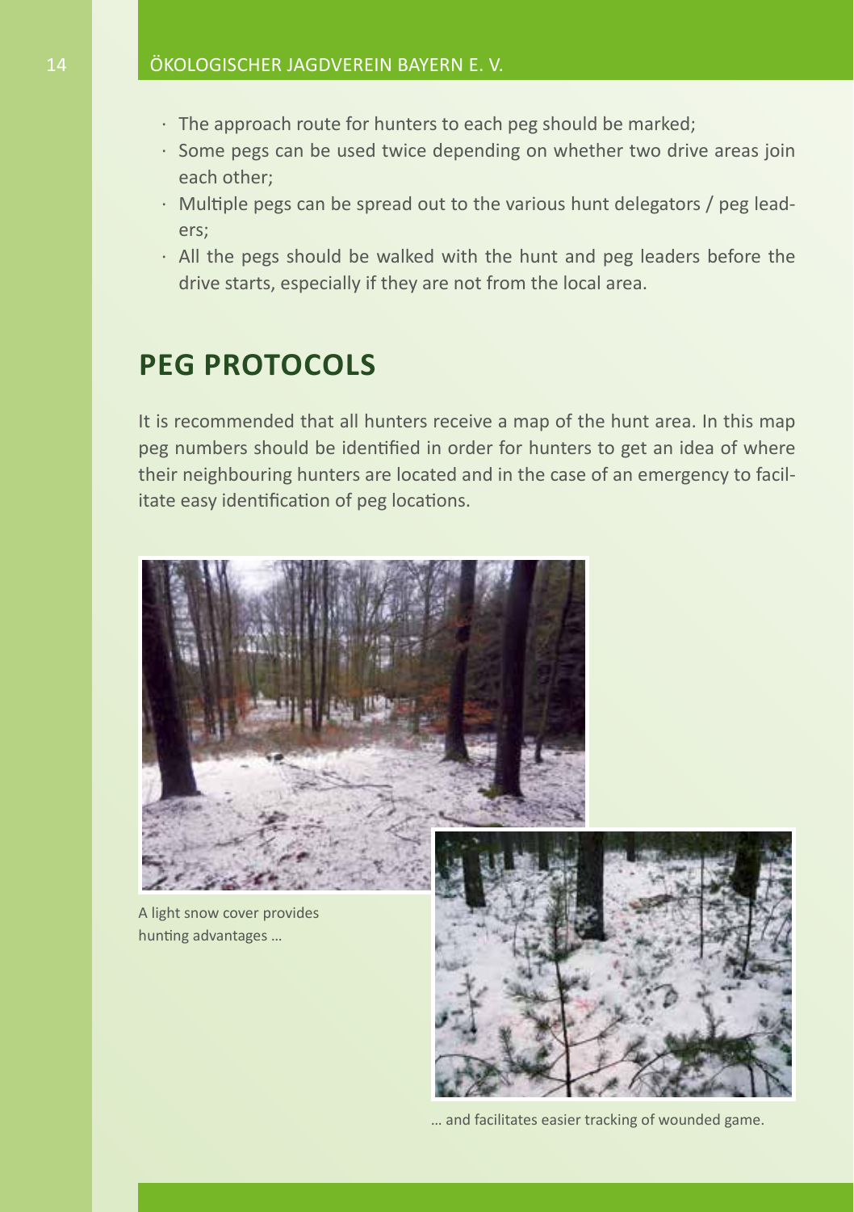- The approach route for hunters to each peg should be marked;
- Some pegs can be used twice depending on whether two drive areas join each other;
- Multiple pegs can be spread out to the various hunt delegators / peg leaders;
- All the pegs should be walked with the hunt and peg leaders before the drive starts, especially if they are not from the local area.

## PEG PROTOCOLS

It is recommended that all hunters receive a map of the hunt area. In this map peg numbers should be identified in order for hunters to get an idea of where their neighbouring hunters are located and in the case of an emergency to facilitate easy identification of peg locations.

A light snow cover provides hunting advantages …

… and facilitates easier tracking of wounded game.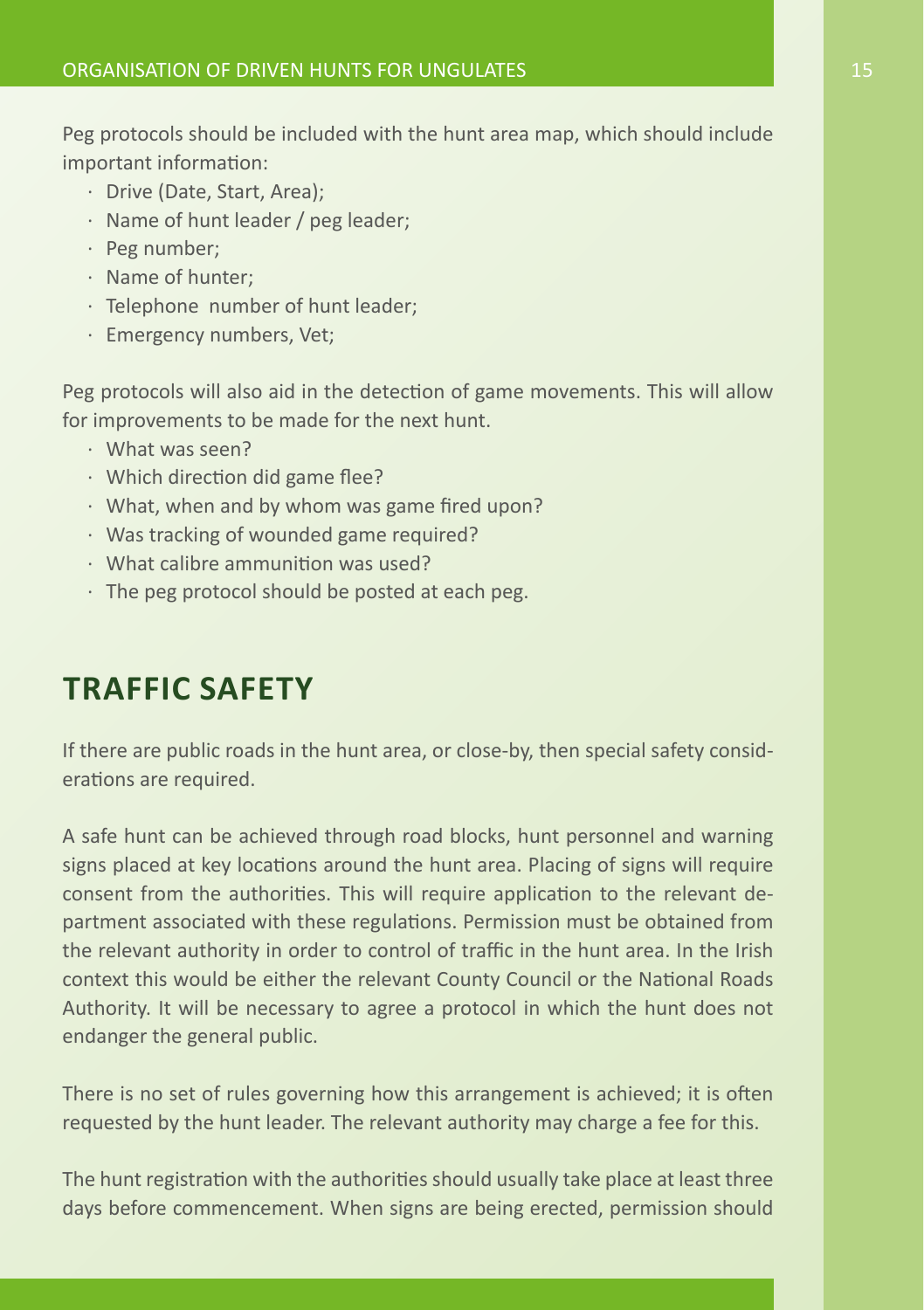Peg protocols should be included with the hunt area map, which should include important information:

- Drive (Date, Start, Area);
- Name of hunt leader / peg leader;
- Peg number;
- Name of hunter;
- Telephone number of hunt leader;
- Emergency numbers, Vet;

Peg protocols will also aid in the detection of game movements. This will allow for improvements to be made for the next hunt.

- What was seen?
- Which direction did game flee?
- What, when and by whom was game fired upon?
- Was tracking of wounded game required?
- What calibre ammunition was used?
- The peg protocol should be posted at each peg.

## TRAFFIC SAFETY

If there are public roads in the hunt area, or close-by, then special safety considerations are required.

A safe hunt can be achieved through road blocks, hunt personnel and warning signs placed at key locations around the hunt area. Placing of signs will require consent from the authorities. This will require application to the relevant department associated with these regulations. Permission must be obtained from the relevant authority in order to control of traffic in the hunt area. In the Irish context this would be either the relevant County Council or the National Roads Authority. It will be necessary to agree a protocol in which the hunt does not endanger the general public.

There is no set of rules governing how this arrangement is achieved; it is often requested by the hunt leader. The relevant authority may charge a fee for this.

The hunt registration with the authorities should usually take place at least three days before commencement. When signs are being erected, permission should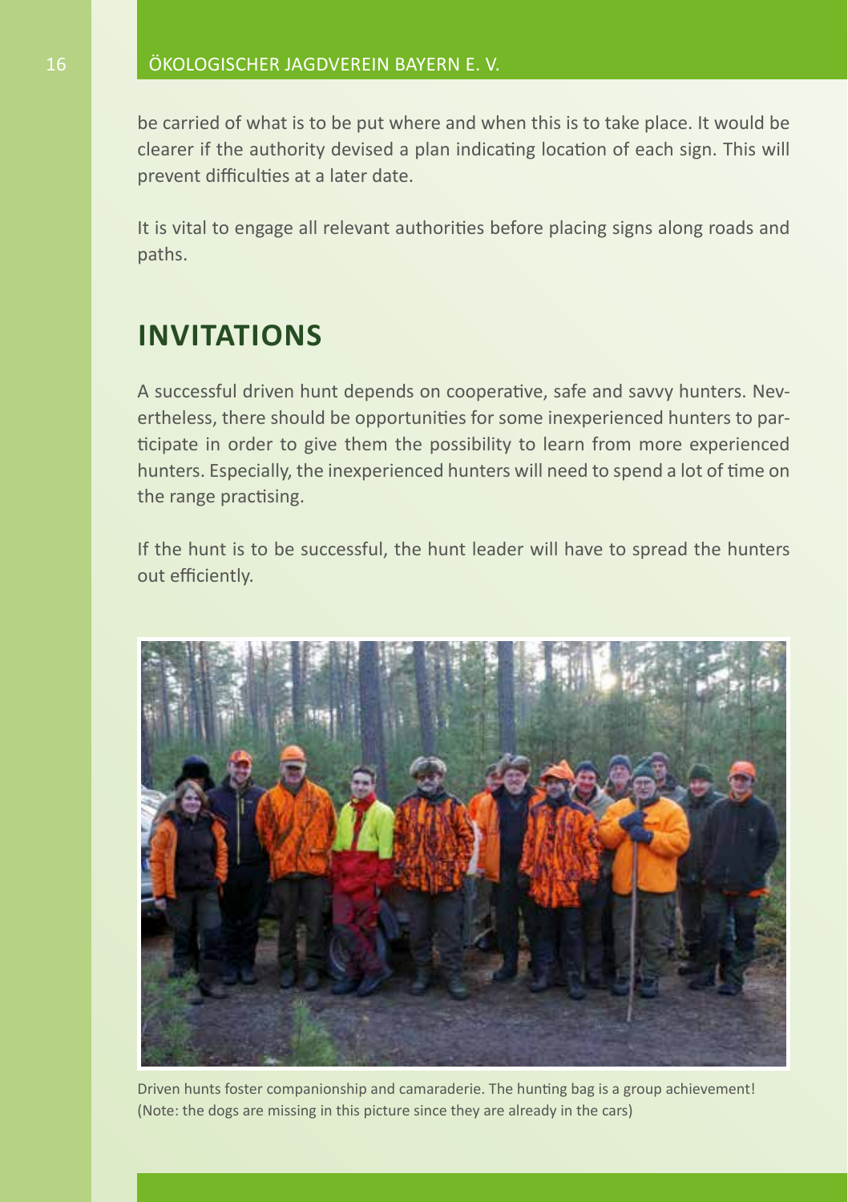be carried of what is to be put where and when this is to take place. It would be clearer if the authority devised a plan indicating location of each sign. This will prevent difficulties at a later date.

It is vital to engage all relevant authorities before placing signs along roads and paths.

## INVITATIONS

A successful driven hunt depends on cooperative, safe and savvy hunters. Nevertheless, there should be opportunities for some inexperienced hunters to participate in order to give them the possibility to learn from more experienced hunters. Especially, the inexperienced hunters will need to spend a lot of time on the range practising.

If the hunt is to be successful, the hunt leader will have to spread the hunters out efficiently.

Driven hunts foster companionship and camaraderie. The hunting bag is a group achievement! (Note: the dogs are missing in this picture since they are already in the cars)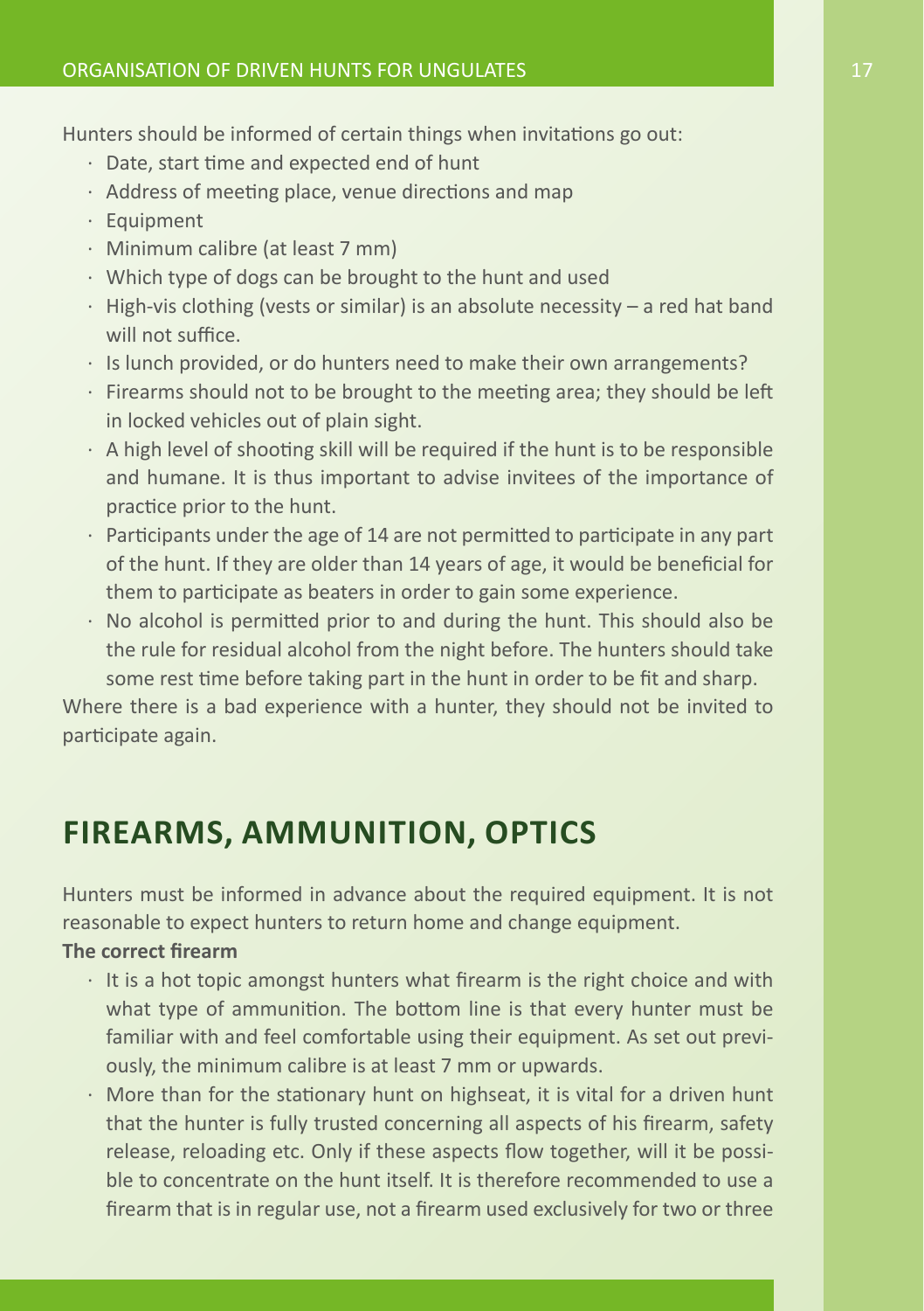Hunters should be informed of certain things when invitations go out:

- Date, start time and expected end of hunt
- Address of meeting place, venue directions and map
- Equipment
- Minimum calibre (at least 7 mm)
- Which type of dogs can be brought to the hunt and used
- High-vis clothing (vests or similar) is an absolute necessity – a red hat band will not suffice.
- Is lunch provided, or do hunters need to make their own arrangements?
- Firearms should not to be brought to the meeting area; they should be left in locked vehicles out of plain sight.
- A high level of shooting skill will be required if the hunt is to be responsible and humane. It is thus important to advise invitees of the importance of practice prior to the hunt.
- Participants under the age of 14 are not permitted to participate in any part of the hunt. If they are older than 14 years of age, it would be beneficial for them to participate as beaters in order to gain some experience.
- No alcohol is permitted prior to and during the hunt. This should also be the rule for residual alcohol from the night before. The hunters should take some rest time before taking part in the hunt in order to be fit and sharp.

Where there is a bad experience with a hunter, they should not be invited to participate again.

## FIREARMS, AMMUNITION, OPTICS

Hunters must be informed in advance about the required equipment. It is not reasonable to expect hunters to return home and change equipment.

**The correct firearm**

- It is a hot topic amongst hunters what firearm is the right choice and with what type of ammunition. The bottom line is that every hunter must be familiar with and feel comfortable using their equipment. As set out previously, the minimum calibre is at least 7 mm or upwards.
- More than for the stationary hunt on highseat, it is vital for a driven hunt that the hunter is fully trusted concerning all aspects of his firearm, safety release, reloading etc. Only if these aspects flow together, will it be possible to concentrate on the hunt itself. It is therefore recommended to use a firearm that is in regular use, not a firearm used exclusively for two or three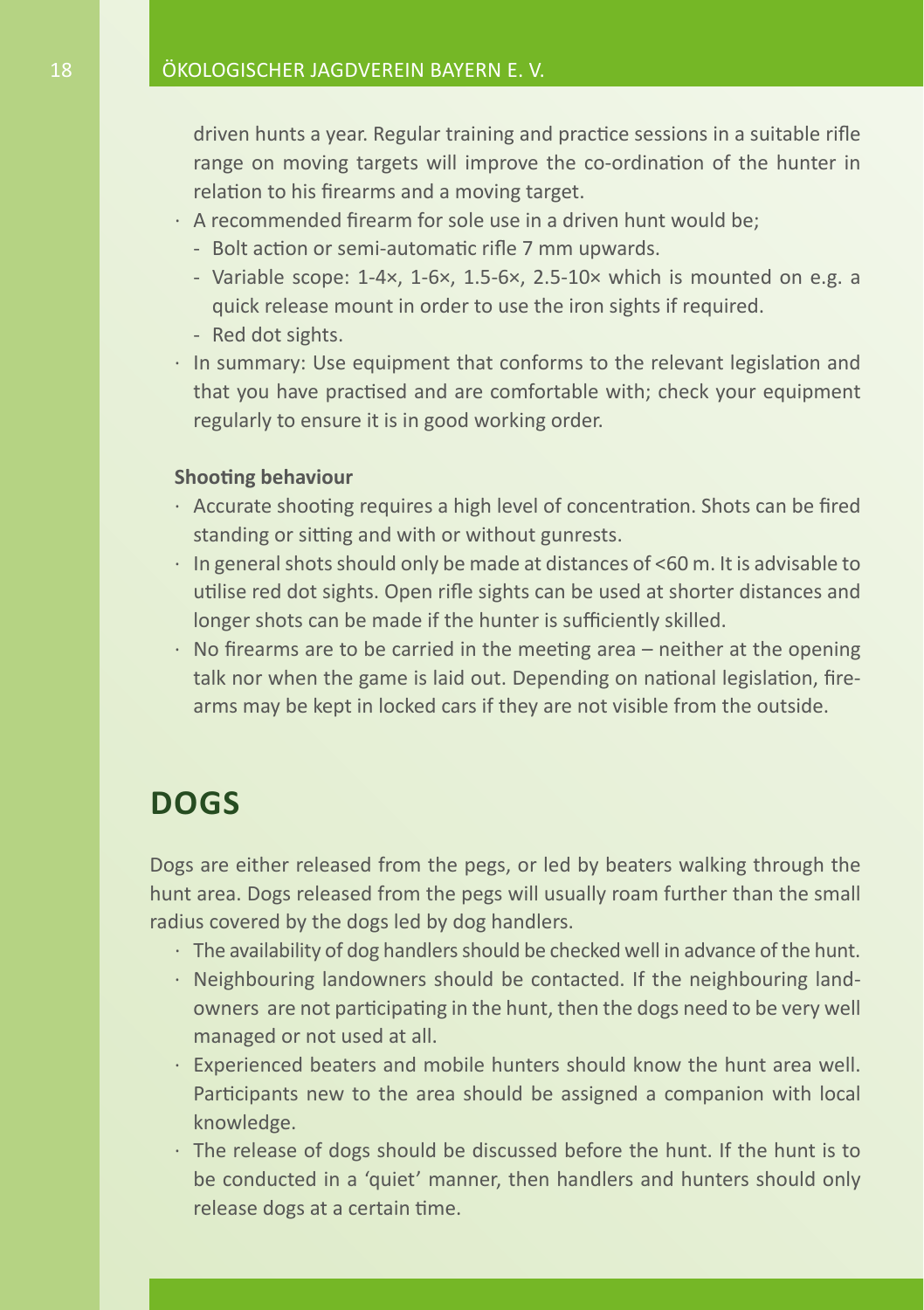driven hunts a year. Regular training and practice sessions in a suitable rifle range on moving targets will improve the co-ordination of the hunter in relation to his firearms and a moving target.

- A recommended firearm for sole use in a driven hunt would be;
  - Bolt action or semi-automatic rifle 7 mm upwards.
  - Variable scope: 1-4×, 1-6×, 1.5-6×, 2.5-10× which is mounted on e.g. a quick release mount in order to use the iron sights if required.
  - Red dot sights.
- In summary: Use equipment that conforms to the relevant legislation and that you have practised and are comfortable with; check your equipment regularly to ensure it is in good working order.

**Shooting behaviour**

- Accurate shooting requires a high level of concentration. Shots can be fired standing or sitting and with or without gunrests.
- In general shots should only be made at distances of <60 m. It is advisable to utilise red dot sights. Open rifle sights can be used at shorter distances and longer shots can be made if the hunter is sufficiently skilled.
- No firearms are to be carried in the meeting area – neither at the opening talk nor when the game is laid out. Depending on national legislation, firearms may be kept in locked cars if they are not visible from the outside.

## DOGS

Dogs are either released from the pegs, or led by beaters walking through the hunt area. Dogs released from the pegs will usually roam further than the small radius covered by the dogs led by dog handlers.

- The availability of dog handlers should be checked well in advance of the hunt.
- Neighbouring landowners should be contacted. If the neighbouring landowners are not participating in the hunt, then the dogs need to be very well managed or not used at all.
- Experienced beaters and mobile hunters should know the hunt area well. Participants new to the area should be assigned a companion with local knowledge.
- The release of dogs should be discussed before the hunt. If the hunt is to be conducted in a 'quiet' manner, then handlers and hunters should only release dogs at a certain time.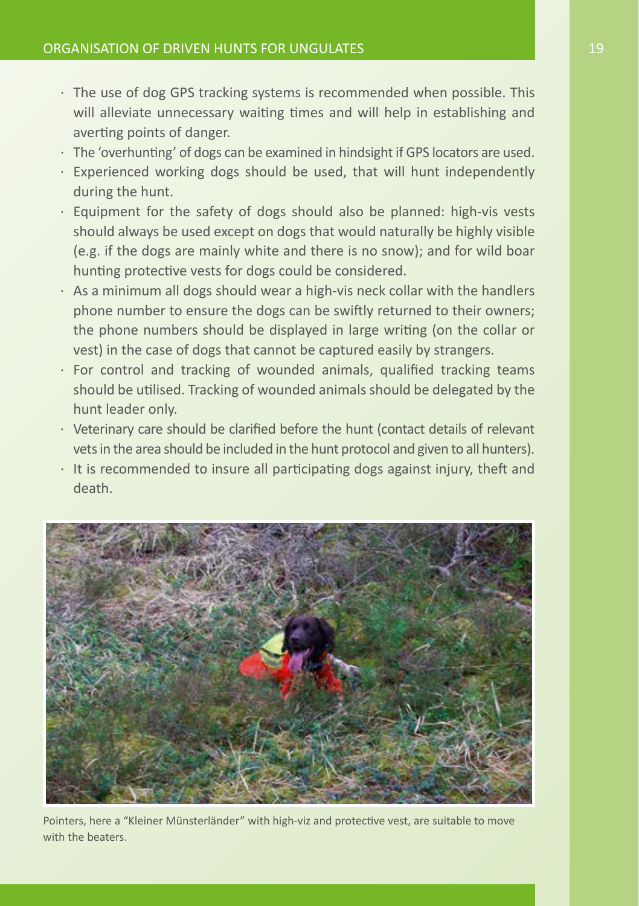- The use of dog GPS tracking systems is recommended when possible. This will alleviate unnecessary waiting times and will help in establishing and averting points of danger.
- The 'overhunting' of dogs can be examined in hindsight if GPS locators are used.
- Experienced working dogs should be used, that will hunt independently during the hunt.
- Equipment for the safety of dogs should also be planned: high-vis vests should always be used except on dogs that would naturally be highly visible (e.g. if the dogs are mainly white and there is no snow); and for wild boar hunting protective vests for dogs could be considered.
- As a minimum all dogs should wear a high-vis neck collar with the handlers phone number to ensure the dogs can be swiftly returned to their owners; the phone numbers should be displayed in large writing (on the collar or vest) in the case of dogs that cannot be captured easily by strangers.
- For control and tracking of wounded animals, qualified tracking teams should be utilised. Tracking of wounded animals should be delegated by the hunt leader only.
- Veterinary care should be clarified before the hunt (contact details of relevant vets in the area should be included in the hunt protocol and given to all hunters).
- It is recommended to insure all participating dogs against injury, theft and death.

Pointers, here a "Kleiner Münsterländer" with high-viz and protective vest, are suitable to move with the beaters.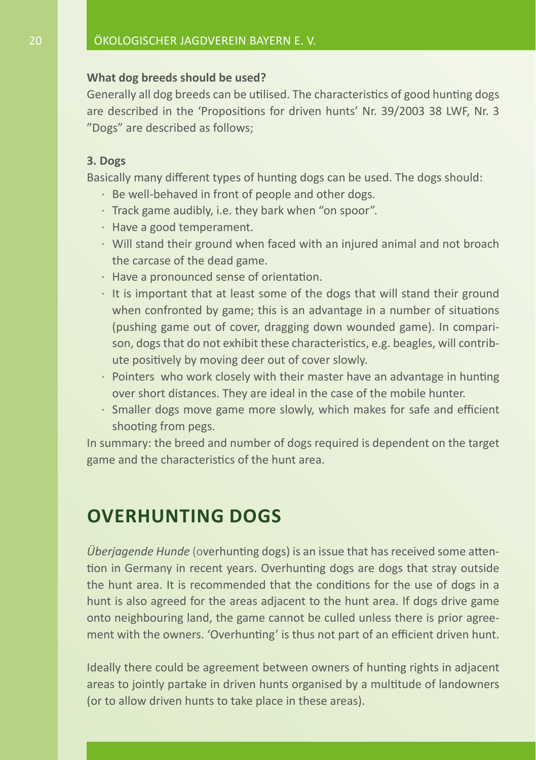**What dog breeds should be used?**

Generally all dog breeds can be utilised. The characteristics of good hunting dogs are described in the 'Propositions for driven hunts' Nr. 39/2003 38 LWF, Nr. 3 "Dogs" are described as follows;

**3. Dogs**

Basically many different types of hunting dogs can be used. The dogs should:

- Be well-behaved in front of people and other dogs.
- Track game audibly, i.e. they bark when "on spoor".
- Have a good temperament.
- Will stand their ground when faced with an injured animal and not broach the carcase of the dead game.
- Have a pronounced sense of orientation.
- It is important that at least some of the dogs that will stand their ground when confronted by game; this is an advantage in a number of situations (pushing game out of cover, dragging down wounded game). In comparison, dogs that do not exhibit these characteristics, e.g. beagles, will contribute positively by moving deer out of cover slowly.
- Pointers who work closely with their master have an advantage in hunting over short distances. They are ideal in the case of the mobile hunter.
- Smaller dogs move game more slowly, which makes for safe and efficient shooting from pegs.

In summary: the breed and number of dogs required is dependent on the target game and the characteristics of the hunt area.

## OVERHUNTING DOGS

*Überjagende Hunde* (overhunting dogs) is an issue that has received some attention in Germany in recent years. Overhunting dogs are dogs that stray outside the hunt area. It is recommended that the conditions for the use of dogs in a hunt is also agreed for the areas adjacent to the hunt area. If dogs drive game onto neighbouring land, the game cannot be culled unless there is prior agreement with the owners. 'Overhunting' is thus not part of an efficient driven hunt.

Ideally there could be agreement between owners of hunting rights in adjacent areas to jointly partake in driven hunts organised by a multitude of landowners (or to allow driven hunts to take place in these areas).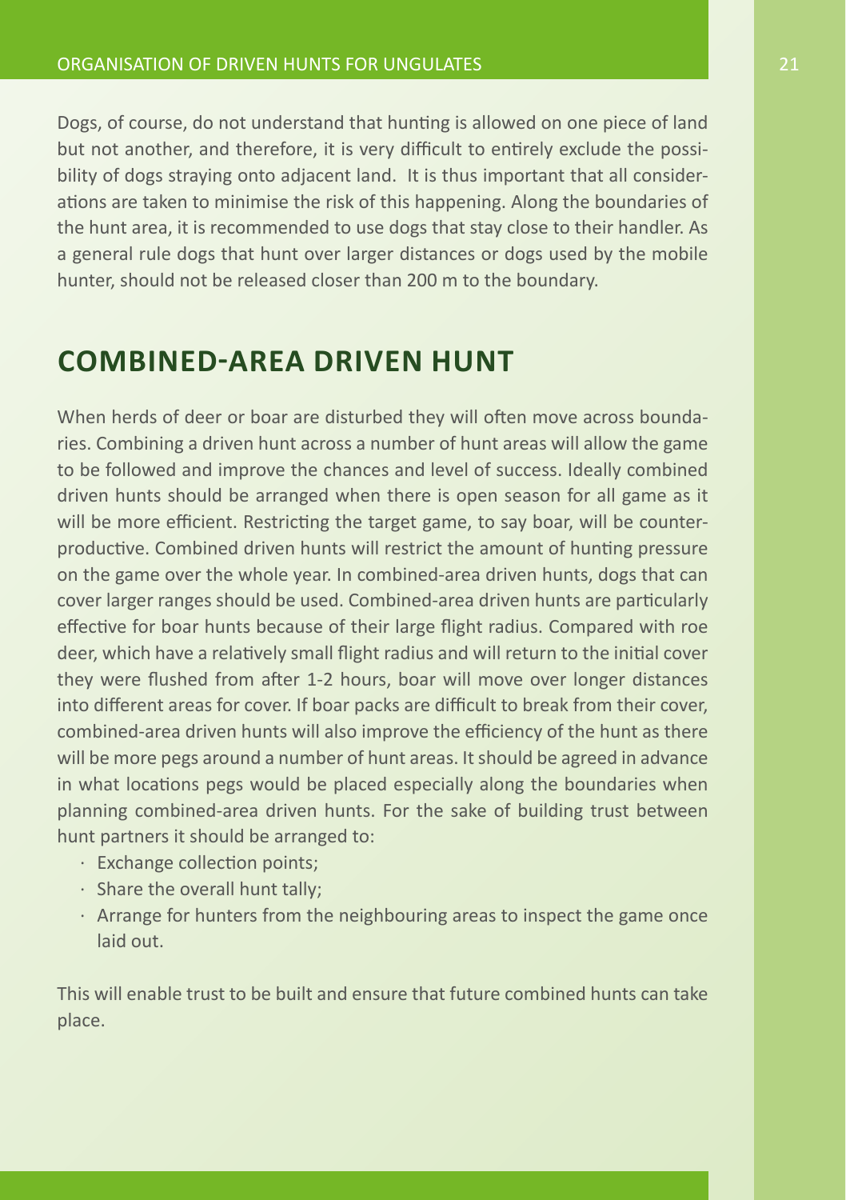Dogs, of course, do not understand that hunting is allowed on one piece of land but not another, and therefore, it is very difficult to entirely exclude the possibility of dogs straying onto adjacent land.  It is thus important that all considerations are taken to minimise the risk of this happening. Along the boundaries of the hunt area, it is recommended to use dogs that stay close to their handler. As a general rule dogs that hunt over larger distances or dogs used by the mobile hunter, should not be released closer than 200 m to the boundary.

## COMBINED-AREA DRIVEN HUNT

When herds of deer or boar are disturbed they will often move across boundaries. Combining a driven hunt across a number of hunt areas will allow the game to be followed and improve the chances and level of success. Ideally combined driven hunts should be arranged when there is open season for all game as it will be more efficient. Restricting the target game, to say boar, will be counterproductive. Combined driven hunts will restrict the amount of hunting pressure on the game over the whole year. In combined-area driven hunts, dogs that can cover larger ranges should be used. Combined-area driven hunts are particularly effective for boar hunts because of their large flight radius. Compared with roe deer, which have a relatively small flight radius and will return to the initial cover they were flushed from after 1-2 hours, boar will move over longer distances into different areas for cover. If boar packs are difficult to break from their cover, combined-area driven hunts will also improve the efficiency of the hunt as there will be more pegs around a number of hunt areas. It should be agreed in advance in what locations pegs would be placed especially along the boundaries when planning combined-area driven hunts. For the sake of building trust between hunt partners it should be arranged to:

- Exchange collection points;
- Share the overall hunt tally;
- Arrange for hunters from the neighbouring areas to inspect the game once laid out.

This will enable trust to be built and ensure that future combined hunts can take place.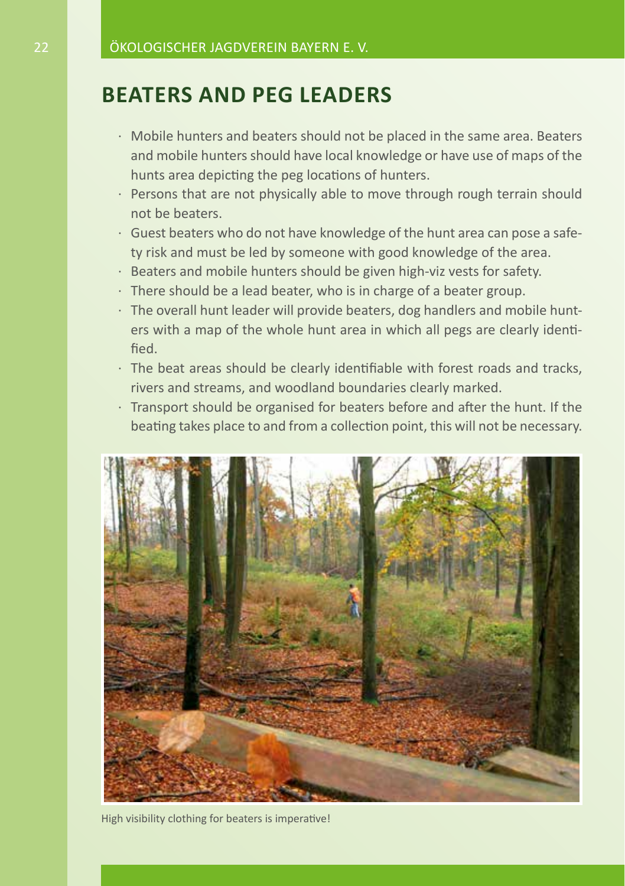# BEATERS AND PEG LEADERS

- Mobile hunters and beaters should not be placed in the same area. Beaters and mobile hunters should have local knowledge or have use of maps of the hunts area depicting the peg locations of hunters.
- Persons that are not physically able to move through rough terrain should not be beaters.
- Guest beaters who do not have knowledge of the hunt area can pose a safety risk and must be led by someone with good knowledge of the area.
- Beaters and mobile hunters should be given high-viz vests for safety.
- There should be a lead beater, who is in charge of a beater group.
- The overall hunt leader will provide beaters, dog handlers and mobile hunters with a map of the whole hunt area in which all pegs are clearly identified.
- The beat areas should be clearly identifiable with forest roads and tracks, rivers and streams, and woodland boundaries clearly marked.
- Transport should be organised for beaters before and after the hunt. If the beating takes place to and from a collection point, this will not be necessary.

High visibility clothing for beaters is imperative!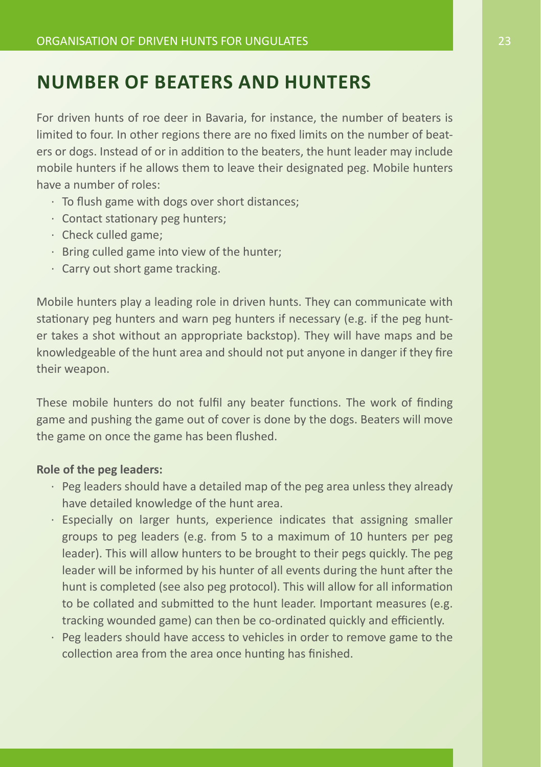## NUMBER OF BEATERS AND HUNTERS

For driven hunts of roe deer in Bavaria, for instance, the number of beaters is limited to four. In other regions there are no fixed limits on the number of beaters or dogs. Instead of or in addition to the beaters, the hunt leader may include mobile hunters if he allows them to leave their designated peg. Mobile hunters have a number of roles:

- To flush game with dogs over short distances;
- Contact stationary peg hunters;
- Check culled game;
- Bring culled game into view of the hunter;
- Carry out short game tracking.

Mobile hunters play a leading role in driven hunts. They can communicate with stationary peg hunters and warn peg hunters if necessary (e.g. if the peg hunter takes a shot without an appropriate backstop). They will have maps and be knowledgeable of the hunt area and should not put anyone in danger if they fire their weapon.

These mobile hunters do not fulfil any beater functions. The work of finding game and pushing the game out of cover is done by the dogs. Beaters will move the game on once the game has been flushed.

**Role of the peg leaders:**

- Peg leaders should have a detailed map of the peg area unless they already have detailed knowledge of the hunt area.
- Especially on larger hunts, experience indicates that assigning smaller groups to peg leaders (e.g. from 5 to a maximum of 10 hunters per peg leader). This will allow hunters to be brought to their pegs quickly. The peg leader will be informed by his hunter of all events during the hunt after the hunt is completed (see also peg protocol). This will allow for all information to be collated and submitted to the hunt leader. Important measures (e.g. tracking wounded game) can then be co-ordinated quickly and efficiently.
- Peg leaders should have access to vehicles in order to remove game to the collection area from the area once hunting has finished.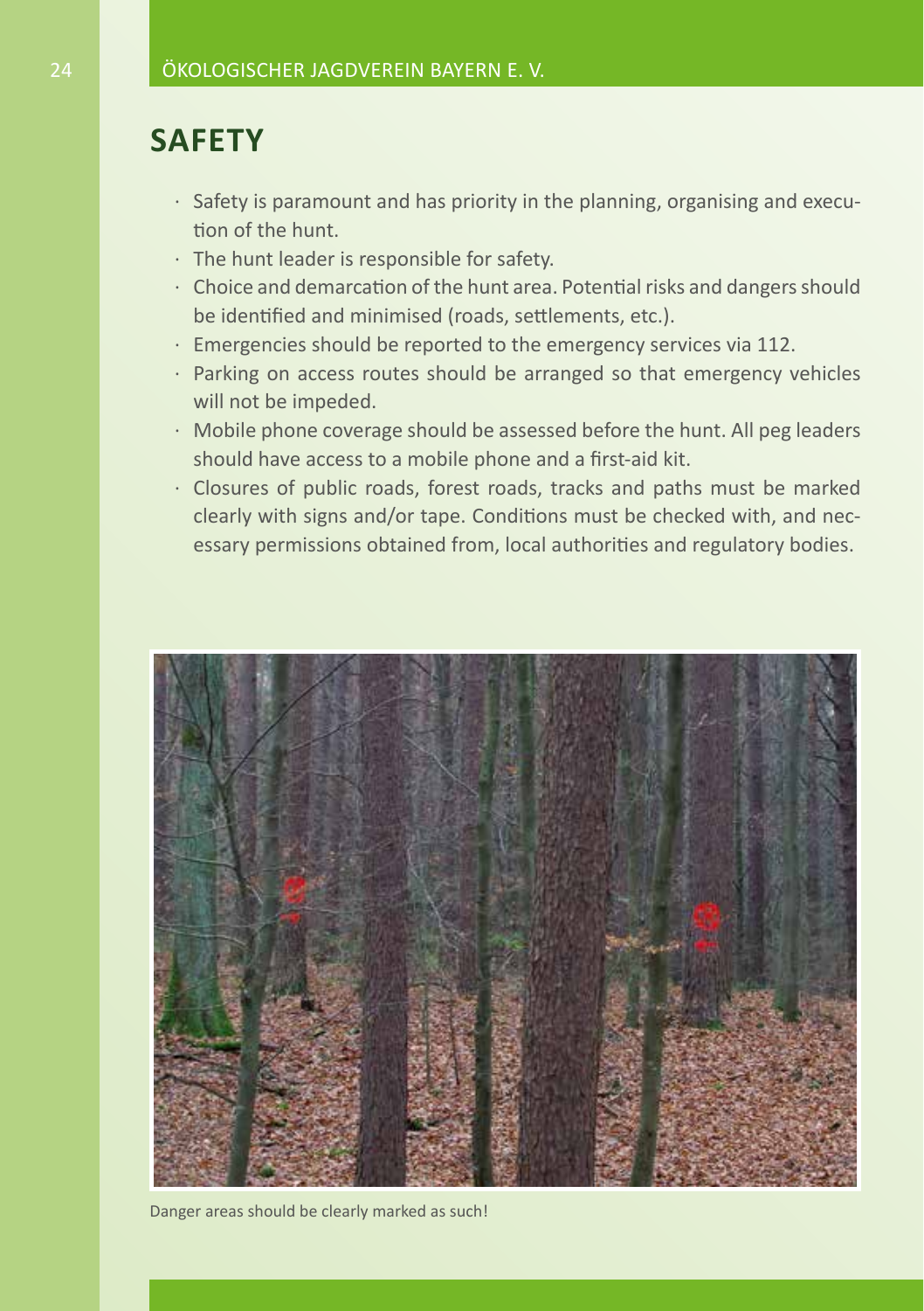# SAFETY

- Safety is paramount and has priority in the planning, organising and execution of the hunt.
- The hunt leader is responsible for safety.
- Choice and demarcation of the hunt area. Potential risks and dangers should be identified and minimised (roads, settlements, etc.).
- Emergencies should be reported to the emergency services via 112.
- Parking on access routes should be arranged so that emergency vehicles will not be impeded.
- Mobile phone coverage should be assessed before the hunt. All peg leaders should have access to a mobile phone and a first-aid kit.
- Closures of public roads, forest roads, tracks and paths must be marked clearly with signs and/or tape. Conditions must be checked with, and necessary permissions obtained from, local authorities and regulatory bodies.

Danger areas should be clearly marked as such!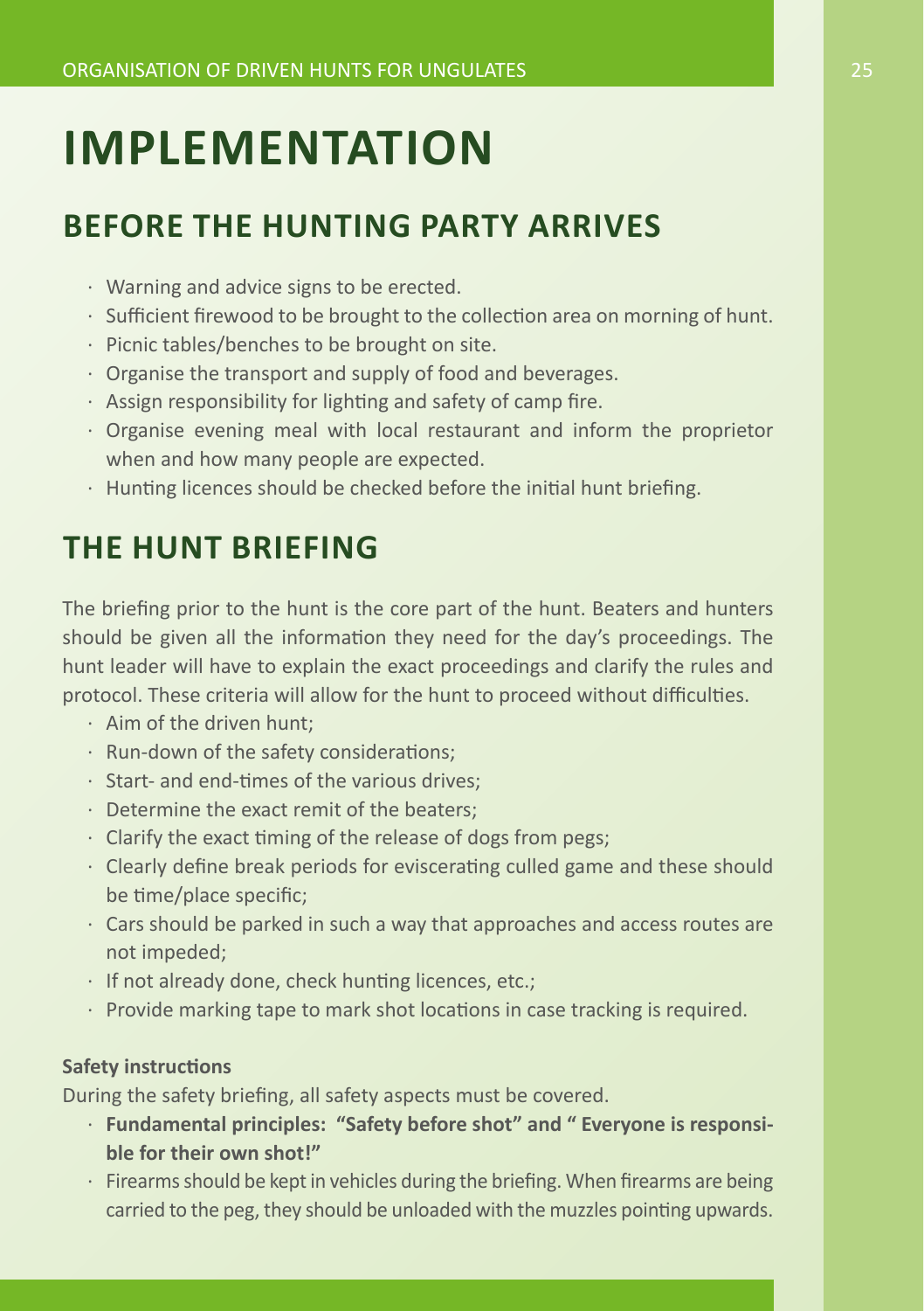# IMPLEMENTATION

## BEFORE THE HUNTING PARTY ARRIVES

- Warning and advice signs to be erected.
- Sufficient firewood to be brought to the collection area on morning of hunt.
- Picnic tables/benches to be brought on site.
- Organise the transport and supply of food and beverages.
- Assign responsibility for lighting and safety of camp fire.
- Organise evening meal with local restaurant and inform the proprietor when and how many people are expected.
- Hunting licences should be checked before the initial hunt briefing.

## THE HUNT BRIEFING

The briefing prior to the hunt is the core part of the hunt. Beaters and hunters should be given all the information they need for the day's proceedings. The hunt leader will have to explain the exact proceedings and clarify the rules and protocol. These criteria will allow for the hunt to proceed without difficulties.

- Aim of the driven hunt;
- Run-down of the safety considerations;
- Start- and end-times of the various drives;
- Determine the exact remit of the beaters;
- Clarify the exact timing of the release of dogs from pegs;
- Clearly define break periods for eviscerating culled game and these should be time/place specific;
- Cars should be parked in such a way that approaches and access routes are not impeded;
- If not already done, check hunting licences, etc.;
- Provide marking tape to mark shot locations in case tracking is required.

**Safety instructions**

During the safety briefing, all safety aspects must be covered.

- **Fundamental principles: "Safety before shot" and " Everyone is responsible for their own shot!"**
- Firearms should be kept in vehicles during the briefing. When firearms are being carried to the peg, they should be unloaded with the muzzles pointing upwards.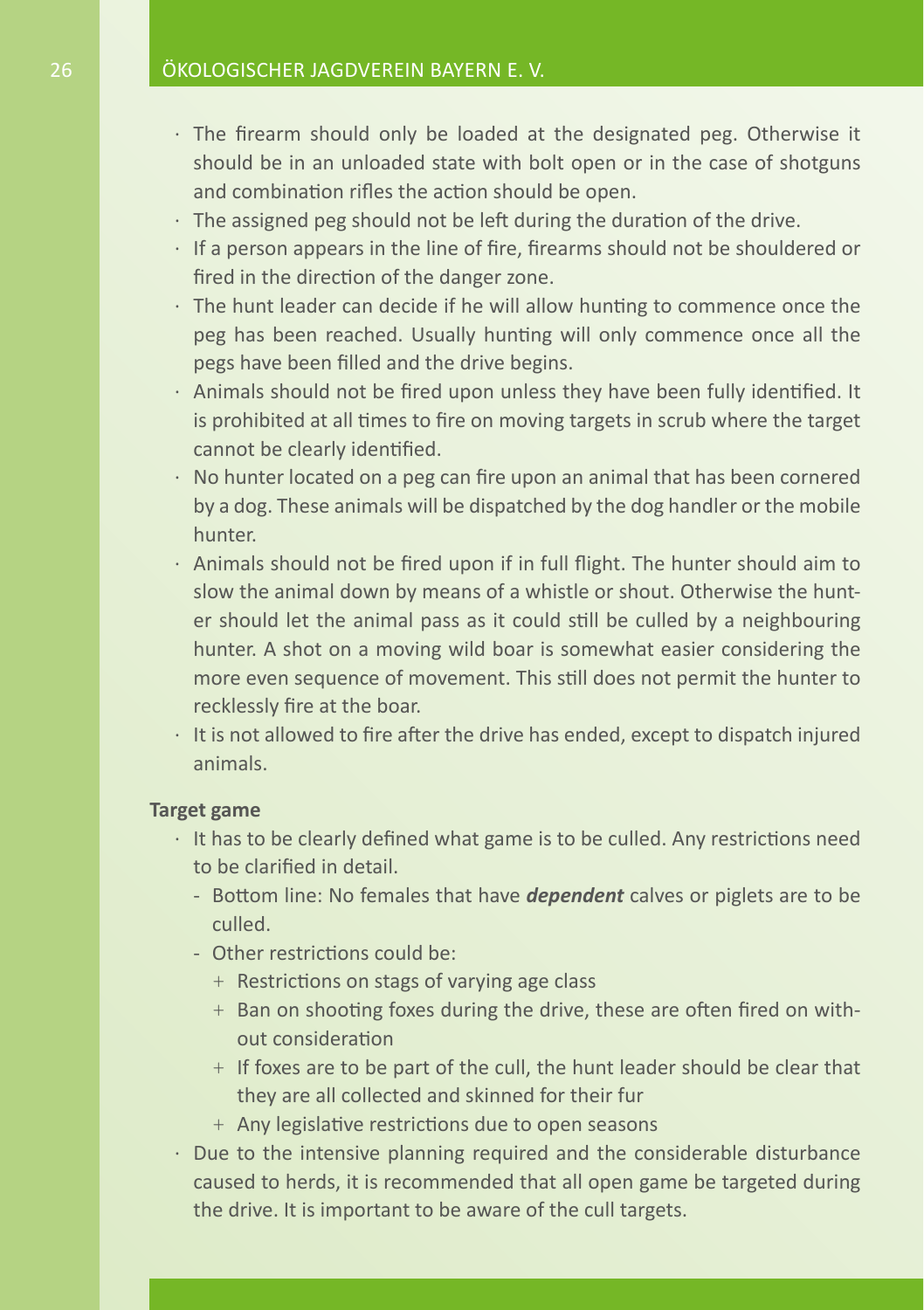- The firearm should only be loaded at the designated peg. Otherwise it should be in an unloaded state with bolt open or in the case of shotguns and combination rifles the action should be open.
- The assigned peg should not be left during the duration of the drive.
- If a person appears in the line of fire, firearms should not be shouldered or fired in the direction of the danger zone.
- The hunt leader can decide if he will allow hunting to commence once the peg has been reached. Usually hunting will only commence once all the pegs have been filled and the drive begins.
- Animals should not be fired upon unless they have been fully identified. It is prohibited at all times to fire on moving targets in scrub where the target cannot be clearly identified.
- No hunter located on a peg can fire upon an animal that has been cornered by a dog. These animals will be dispatched by the dog handler or the mobile hunter.
- Animals should not be fired upon if in full flight. The hunter should aim to slow the animal down by means of a whistle or shout. Otherwise the hunter should let the animal pass as it could still be culled by a neighbouring hunter. A shot on a moving wild boar is somewhat easier considering the more even sequence of movement. This still does not permit the hunter to recklessly fire at the boar.
- It is not allowed to fire after the drive has ended, except to dispatch injured animals.

**Target game**

- It has to be clearly defined what game is to be culled. Any restrictions need to be clarified in detail.
  - Bottom line: No females that have ***dependent*** calves or piglets are to be culled.
  - Other restrictions could be:
    - Restrictions on stags of varying age class
    - Ban on shooting foxes during the drive, these are often fired on without consideration
    - If foxes are to be part of the cull, the hunt leader should be clear that they are all collected and skinned for their fur
    - Any legislative restrictions due to open seasons
- Due to the intensive planning required and the considerable disturbance caused to herds, it is recommended that all open game be targeted during the drive. It is important to be aware of the cull targets.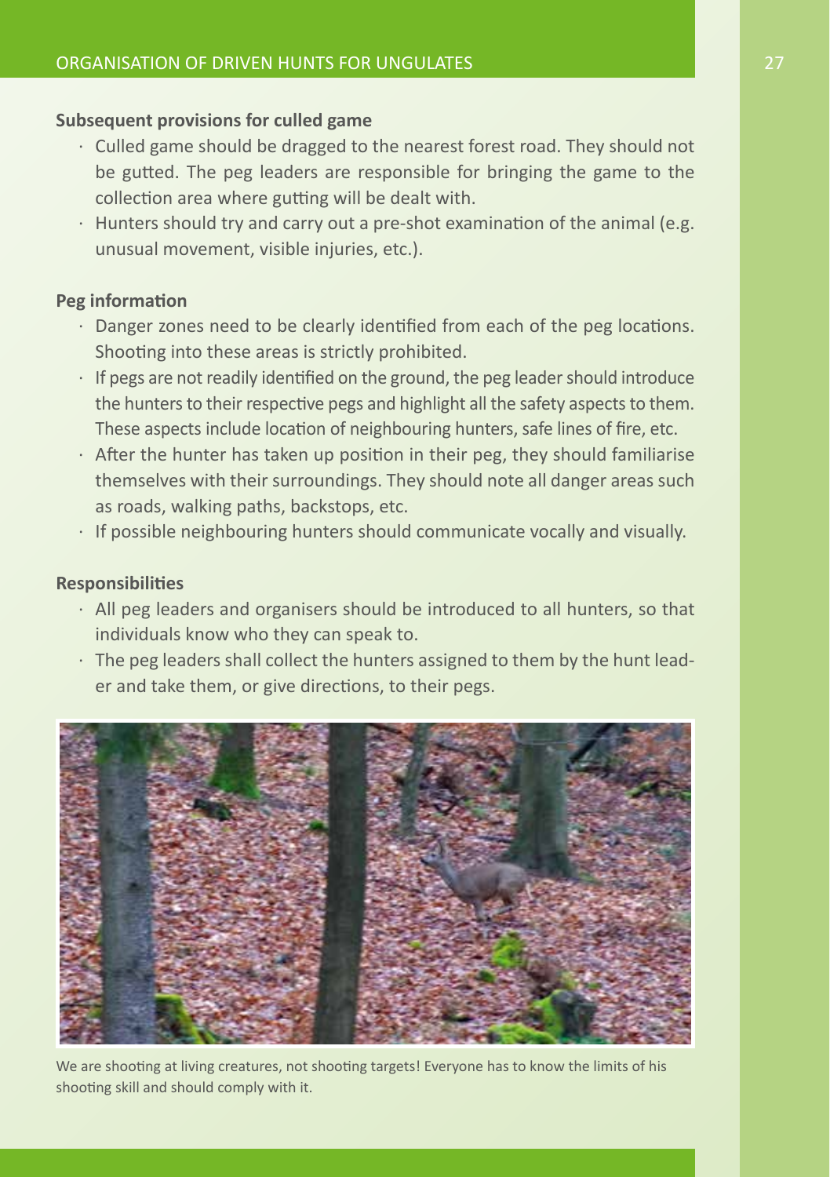**Subsequent provisions for culled game**

- Culled game should be dragged to the nearest forest road. They should not be gutted. The peg leaders are responsible for bringing the game to the collection area where gutting will be dealt with.
- Hunters should try and carry out a pre-shot examination of the animal (e.g. unusual movement, visible injuries, etc.).

**Peg information**

- Danger zones need to be clearly identified from each of the peg locations. Shooting into these areas is strictly prohibited.
- If pegs are not readily identified on the ground, the peg leader should introduce the hunters to their respective pegs and highlight all the safety aspects to them. These aspects include location of neighbouring hunters, safe lines of fire, etc.
- After the hunter has taken up position in their peg, they should familiarise themselves with their surroundings. They should note all danger areas such as roads, walking paths, backstops, etc.
- If possible neighbouring hunters should communicate vocally and visually.

**Responsibilities**

- All peg leaders and organisers should be introduced to all hunters, so that individuals know who they can speak to.
- The peg leaders shall collect the hunters assigned to them by the hunt leader and take them, or give directions, to their pegs.

We are shooting at living creatures, not shooting targets! Everyone has to know the limits of his shooting skill and should comply with it.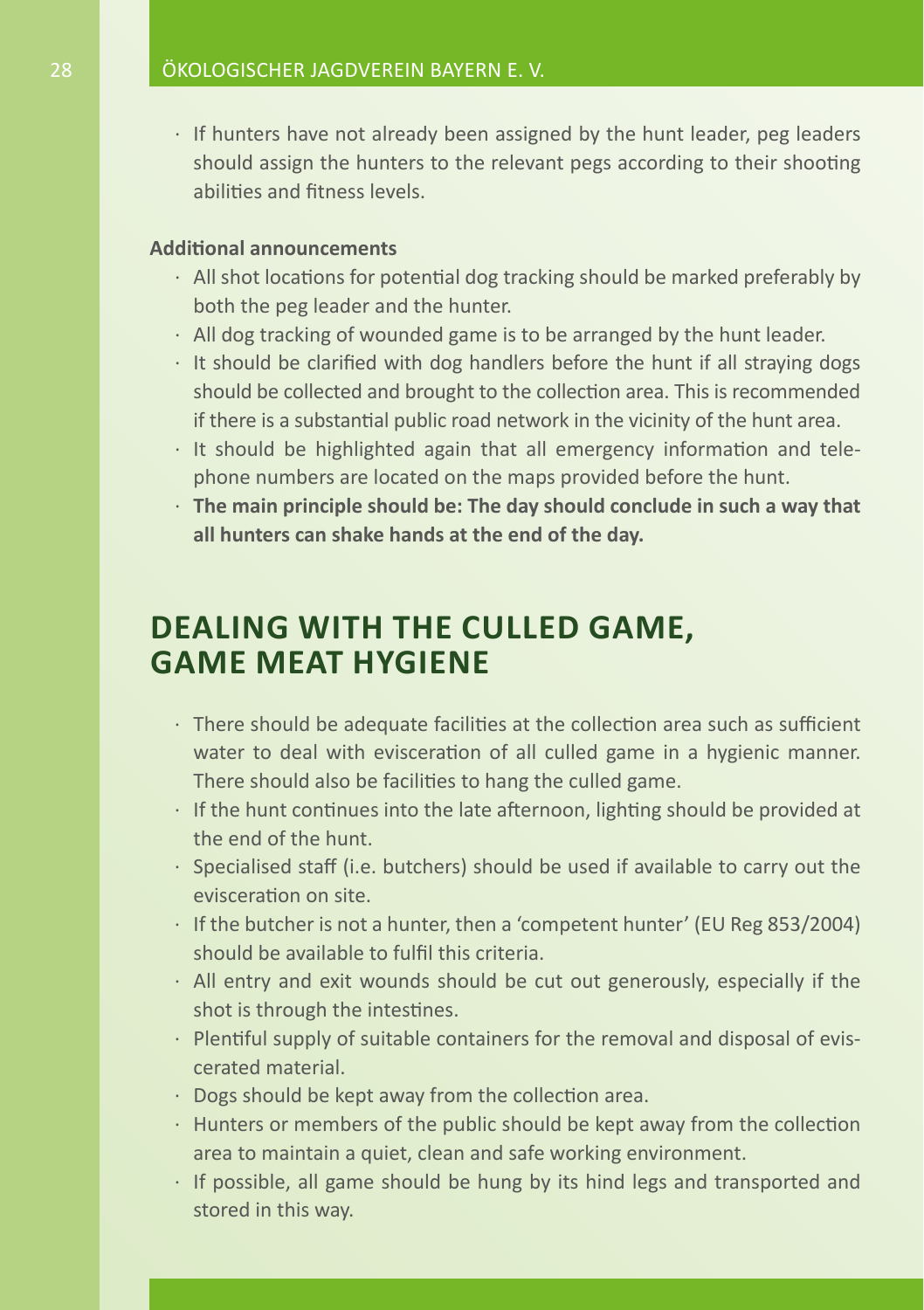- If hunters have not already been assigned by the hunt leader, peg leaders should assign the hunters to the relevant pegs according to their shooting abilities and fitness levels.

**Additional announcements**

- All shot locations for potential dog tracking should be marked preferably by both the peg leader and the hunter.
- All dog tracking of wounded game is to be arranged by the hunt leader.
- It should be clarified with dog handlers before the hunt if all straying dogs should be collected and brought to the collection area. This is recommended if there is a substantial public road network in the vicinity of the hunt area.
- It should be highlighted again that all emergency information and telephone numbers are located on the maps provided before the hunt.
- **The main principle should be: The day should conclude in such a way that all hunters can shake hands at the end of the day.**

## DEALING WITH THE CULLED GAME, GAME MEAT HYGIENE

- There should be adequate facilities at the collection area such as sufficient water to deal with evisceration of all culled game in a hygienic manner. There should also be facilities to hang the culled game.
- If the hunt continues into the late afternoon, lighting should be provided at the end of the hunt.
- Specialised staff (i.e. butchers) should be used if available to carry out the evisceration on site.
- If the butcher is not a hunter, then a 'competent hunter' (EU Reg 853/2004) should be available to fulfil this criteria.
- All entry and exit wounds should be cut out generously, especially if the shot is through the intestines.
- Plentiful supply of suitable containers for the removal and disposal of eviscerated material.
- Dogs should be kept away from the collection area.
- Hunters or members of the public should be kept away from the collection area to maintain a quiet, clean and safe working environment.
- If possible, all game should be hung by its hind legs and transported and stored in this way.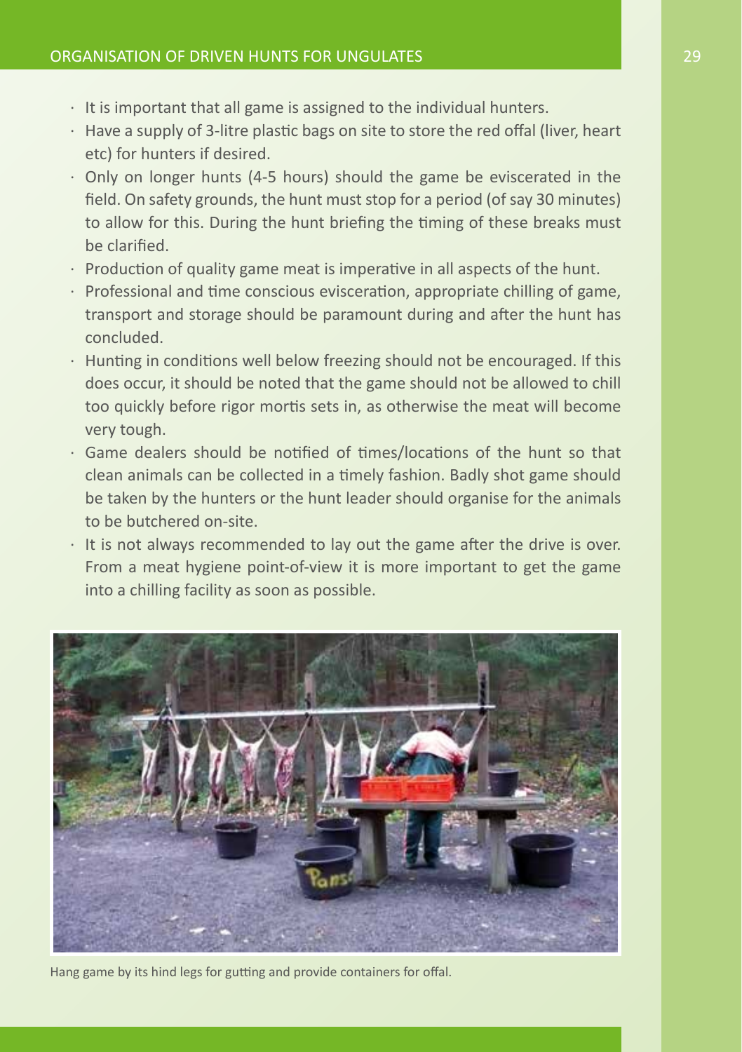- It is important that all game is assigned to the individual hunters.
- Have a supply of 3-litre plastic bags on site to store the red offal (liver, heart etc) for hunters if desired.
- Only on longer hunts (4-5 hours) should the game be eviscerated in the field. On safety grounds, the hunt must stop for a period (of say 30 minutes) to allow for this. During the hunt briefing the timing of these breaks must be clarified.
- Production of quality game meat is imperative in all aspects of the hunt.
- Professional and time conscious evisceration, appropriate chilling of game, transport and storage should be paramount during and after the hunt has concluded.
- Hunting in conditions well below freezing should not be encouraged. If this does occur, it should be noted that the game should not be allowed to chill too quickly before rigor mortis sets in, as otherwise the meat will become very tough.
- Game dealers should be notified of times/locations of the hunt so that clean animals can be collected in a timely fashion. Badly shot game should be taken by the hunters or the hunt leader should organise for the animals to be butchered on-site.
- It is not always recommended to lay out the game after the drive is over. From a meat hygiene point-of-view it is more important to get the game into a chilling facility as soon as possible.

Hang game by its hind legs for gutting and provide containers for offal.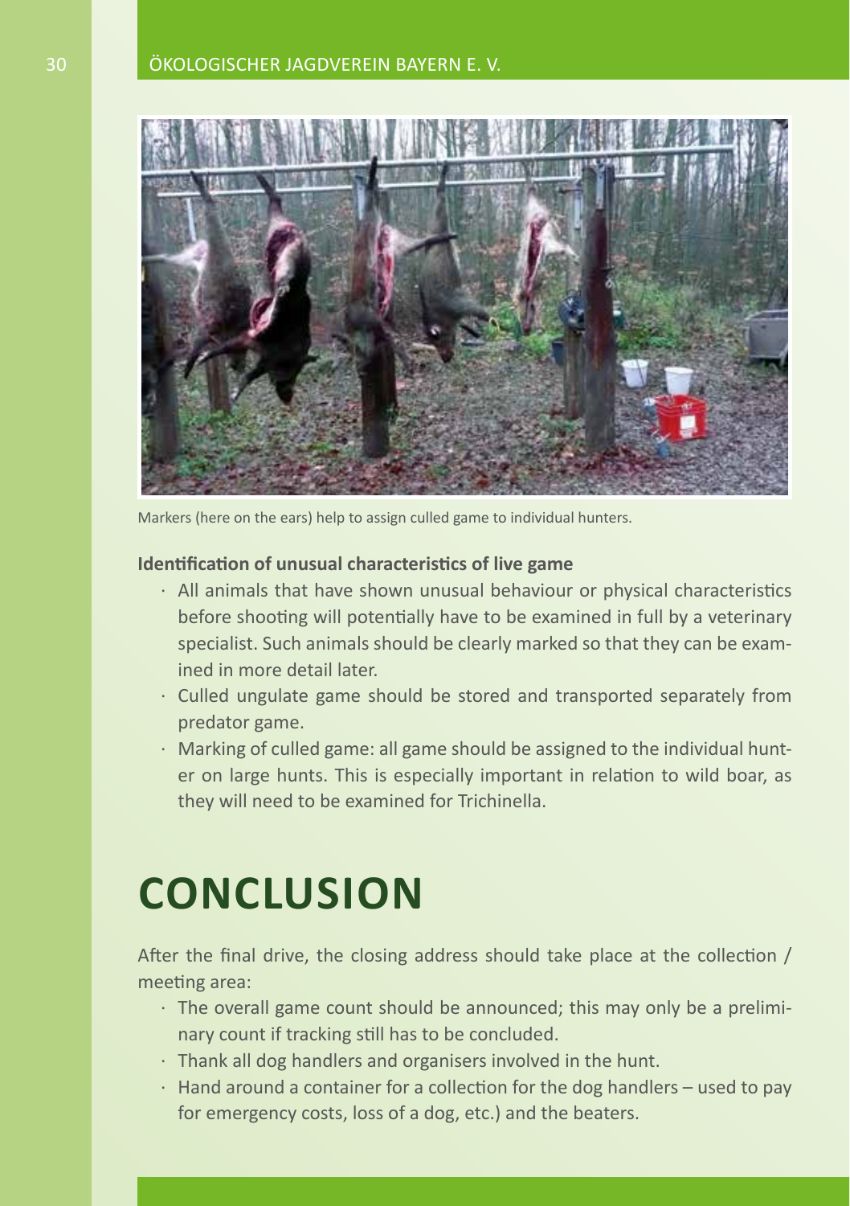Markers (here on the ears) help to assign culled game to individual hunters.

**Identification of unusual characteristics of live game**

- All animals that have shown unusual behaviour or physical characteristics before shooting will potentially have to be examined in full by a veterinary specialist. Such animals should be clearly marked so that they can be examined in more detail later.
- Culled ungulate game should be stored and transported separately from predator game.
- Marking of culled game: all game should be assigned to the individual hunter on large hunts. This is especially important in relation to wild boar, as they will need to be examined for Trichinella.

# CONCLUSION

After the final drive, the closing address should take place at the collection / meeting area:

- The overall game count should be announced; this may only be a preliminary count if tracking still has to be concluded.
- Thank all dog handlers and organisers involved in the hunt.
- Hand around a container for a collection for the dog handlers – used to pay for emergency costs, loss of a dog, etc.) and the beaters.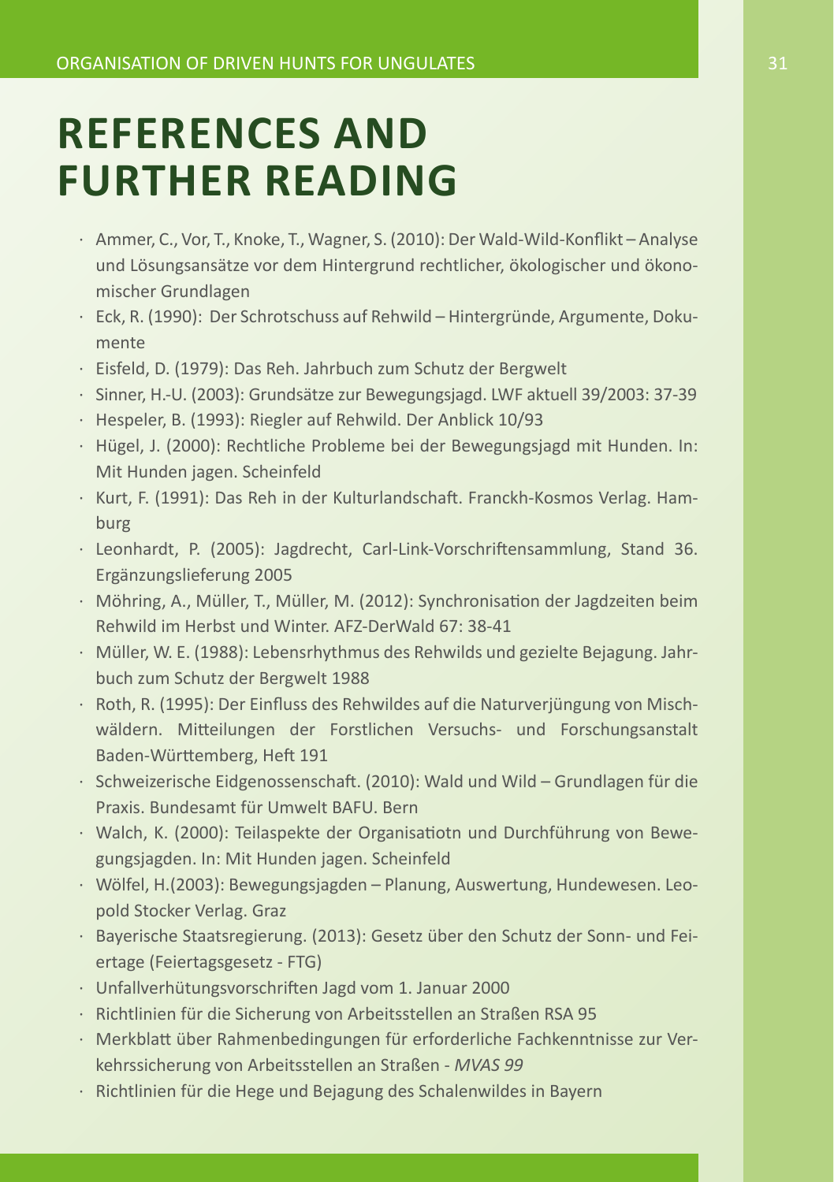# REFERENCES AND FURTHER READING

- Ammer, C., Vor, T., Knoke, T., Wagner, S. (2010): Der Wald-Wild-Konflikt – Analyse und Lösungsansätze vor dem Hintergrund rechtlicher, ökologischer und ökonomischer Grundlagen
- Eck, R. (1990): Der Schrotschuss auf Rehwild – Hintergründe, Argumente, Dokumente
- Eisfeld, D. (1979): Das Reh. Jahrbuch zum Schutz der Bergwelt
- Sinner, H.-U. (2003): Grundsätze zur Bewegungsjagd. LWF aktuell 39/2003: 37-39
- Hespeler, B. (1993): Riegler auf Rehwild. Der Anblick 10/93
- Hügel, J. (2000): Rechtliche Probleme bei der Bewegungsjagd mit Hunden. In: Mit Hunden jagen. Scheinfeld
- Kurt, F. (1991): Das Reh in der Kulturlandschaft. Franckh-Kosmos Verlag. Hamburg
- Leonhardt, P. (2005): Jagdrecht, Carl-Link-Vorschriftensammlung, Stand 36. Ergänzungslieferung 2005
- Möhring, A., Müller, T., Müller, M. (2012): Synchronisation der Jagdzeiten beim Rehwild im Herbst und Winter. AFZ-DerWald 67: 38-41
- Müller, W. E. (1988): Lebensrhythmus des Rehwilds und gezielte Bejagung. Jahrbuch zum Schutz der Bergwelt 1988
- Roth, R. (1995): Der Einfluss des Rehwildes auf die Naturverjüngung von Mischwäldern. Mitteilungen der Forstlichen Versuchs- und Forschungsanstalt Baden-Württemberg, Heft 191
- Schweizerische Eidgenossenschaft. (2010): Wald und Wild – Grundlagen für die Praxis. Bundesamt für Umwelt BAFU. Bern
- Walch, K. (2000): Teilaspekte der Organisatiotn und Durchführung von Bewegungsjagden. In: Mit Hunden jagen. Scheinfeld
- Wölfel, H.(2003): Bewegungsjagden – Planung, Auswertung, Hundewesen. Leopold Stocker Verlag. Graz
- Bayerische Staatsregierung. (2013): Gesetz über den Schutz der Sonn- und Feiertage (Feiertagsgesetz - FTG)
- Unfallverhütungsvorschriften Jagd vom 1. Januar 2000
- Richtlinien für die Sicherung von Arbeitsstellen an Straßen RSA 95
- Merkblatt über Rahmenbedingungen für erforderliche Fachkenntnisse zur Verkehrssicherung von Arbeitsstellen an Straßen - *MVAS 99*
- Richtlinien für die Hege und Bejagung des Schalenwildes in Bayern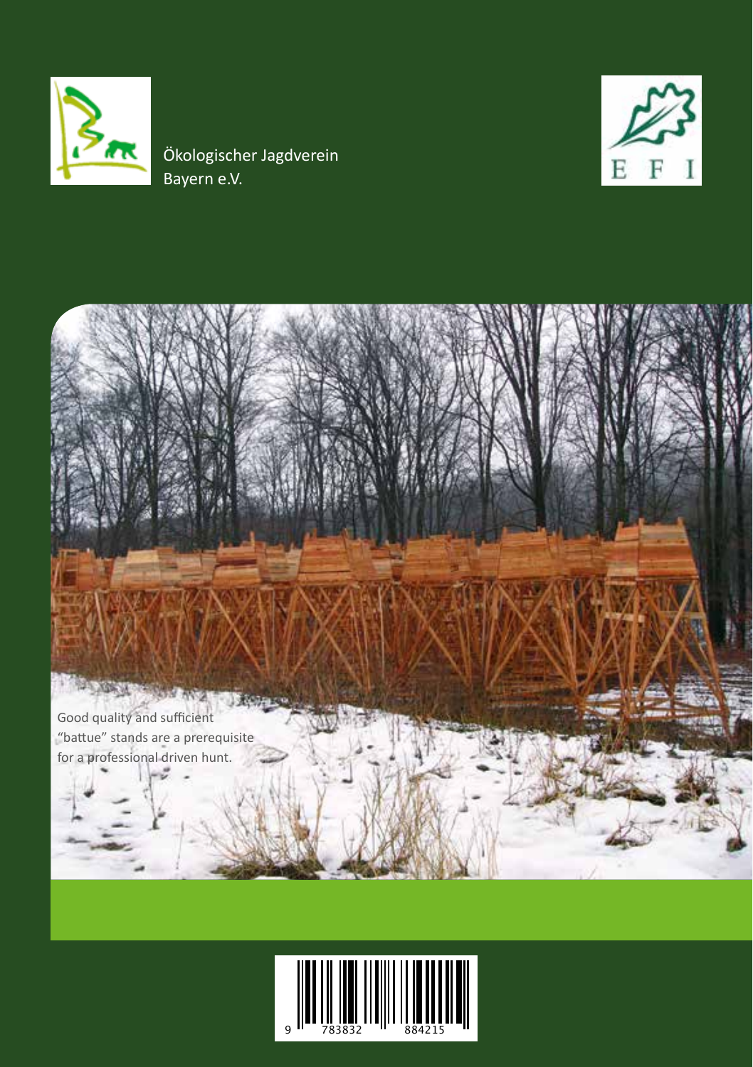Ökologischer Jagdverein Bayern e.V.

E F I

Good quality and sufficient "battue" stands are a prerequisite for a professional driven hunt.

9 783832 884215